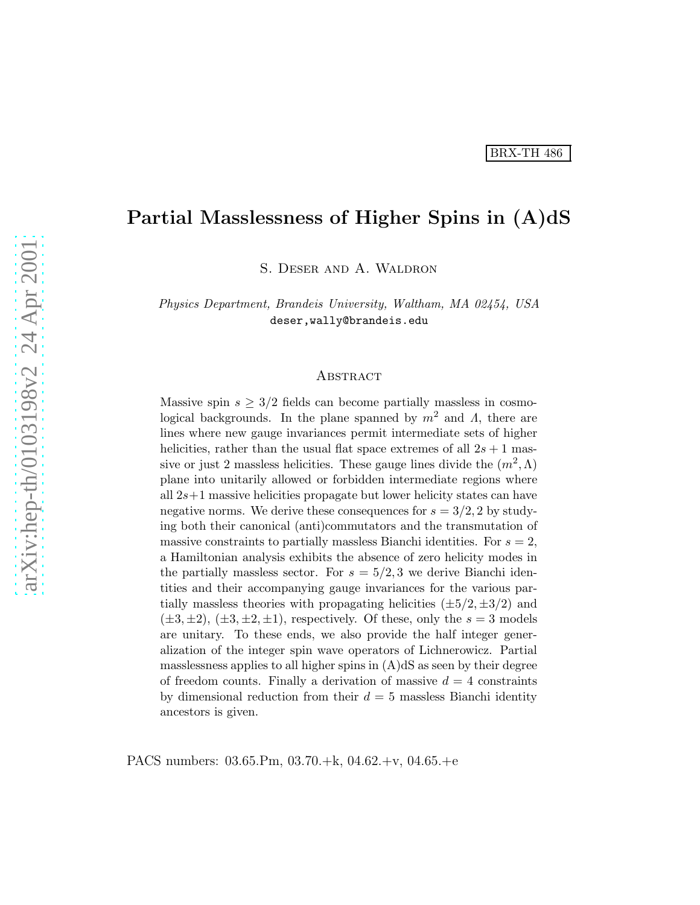BRX-TH 486

# Partial Masslessness of Higher Spins in (A)dS

S. Deser and A. Waldron

*Physics Department, Brandeis University, Waltham, MA 02454, USA*
deser,wally@brandeis.edu

## Abstract

Massive spin $s \geq 3/2$ fields can become partially massless in cosmological backgrounds. In the plane spanned by $m^2$ and $\Lambda$, there are lines where new gauge invariances permit intermediate sets of higher helicities, rather than the usual flat space extremes of all $2s+1$ massive or just 2 massless helicities. These gauge lines divide the $(m^2, \Lambda)$ plane into unitarily allowed or forbidden intermediate regions where all $2s+1$ massive helicities propagate but lower helicity states can have negative norms. We derive these consequences for $s = 3/2, 2$ by studying both their canonical (anti)commutators and the transmutation of massive constraints to partially massless Bianchi identities. For $s = 2$, a Hamiltonian analysis exhibits the absence of zero helicity modes in the partially massless sector. For $s = 5/2, 3$ we derive Bianchi identities and their accompanying gauge invariances for the various partially massless theories with propagating helicities $(\pm 5/2, \pm 3/2)$ and $(\pm 3, \pm 2)$, $(\pm 3, \pm 2, \pm 1)$, respectively. Of these, only the $s = 3$ models are unitary. To these ends, we also provide the half integer generalization of the integer spin wave operators of Lichnerowicz. Partial masslessness applies to all higher spins in (A)dS as seen by their degree of freedom counts. Finally a derivation of massive $d = 4$ constraints by dimensional reduction from their $d = 5$ massless Bianchi identity ancestors is given.

PACS numbers: 03.65.Pm, 03.70.+k, 04.62.+v, 04.65.+e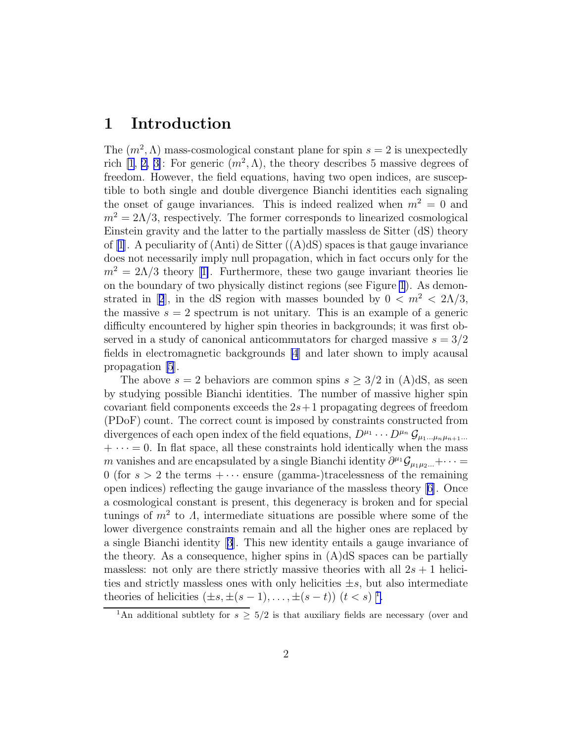# 1 Introduction

The $(m^2, \Lambda)$ mass-cosmological constant plane for spin $s = 2$ is unexpectedly rich [1, 2, 3]: For generic $(m^2, \Lambda)$, the theory describes 5 massive degrees of freedom. However, the field equations, having two open indices, are susceptible to both single and double divergence Bianchi identities each signaling the onset of gauge invariances. This is indeed realized when $m^2 = 0$ and $m^2 = 2\Lambda/3$, respectively. The former corresponds to linearized cosmological Einstein gravity and the latter to the partially massless de Sitter (dS) theory of [1]. A peculiarity of (Anti) de Sitter ((A)dS) spaces is that gauge invariance does not necessarily imply null propagation, which in fact occurs only for the $m^2 = 2\Lambda/3$ theory [1]. Furthermore, these two gauge invariant theories lie on the boundary of two physically distinct regions (see Figure 1). As demonstrated in [2], in the dS region with masses bounded by $0 < m^2 < 2\Lambda/3$, the massive $s = 2$ spectrum is not unitary. This is an example of a generic difficulty encountered by higher spin theories in backgrounds; it was first observed in a study of canonical anticommutators for charged massive $s = 3/2$ fields in electromagnetic backgrounds [4] and later shown to imply acausal propagation [5].

The above $s = 2$ behaviors are common spins $s \geq 3/2$ in (A)dS, as seen by studying possible Bianchi identities. The number of massive higher spin covariant field components exceeds the $2s+1$ propagating degrees of freedom (PDoF) count. The correct count is imposed by constraints constructed from divergences of each open index of the field equations, $D^{\mu_1} \cdots D^{\mu_n} \mathcal{G}_{\mu_1 \dots \mu_n \mu_{n+1} \dots} + \cdots = 0$. In flat space, all these constraints hold identically when the mass $m$ vanishes and are encapsulated by a single Bianchi identity $\partial^{\mu_1} \mathcal{G}_{\mu_1 \mu_2 \dots} + \cdots = 0$ (for $s > 2$ the terms $+\cdots$ ensure (gamma-)tracelessness of the remaining open indices) reflecting the gauge invariance of the massless theory [6]. Once a cosmological constant is present, this degeneracy is broken and for special tunings of $m^2$ to $\Lambda$, intermediate situations are possible where some of the lower divergence constraints remain and all the higher ones are replaced by a single Bianchi identity [3]. This new identity entails a gauge invariance of the theory. As a consequence, higher spins in (A)dS spaces can be partially massless: not only are there strictly massive theories with all $2s + 1$ helicities and strictly massless ones with only helicities $\pm s$, but also intermediate theories of helicities $(\pm s, \pm(s-1), \dots, \pm(s-t))$ $(t < s)$ [1].

[1]An additional subtlety for $s \geq 5/2$ is that auxiliary fields are necessary (over and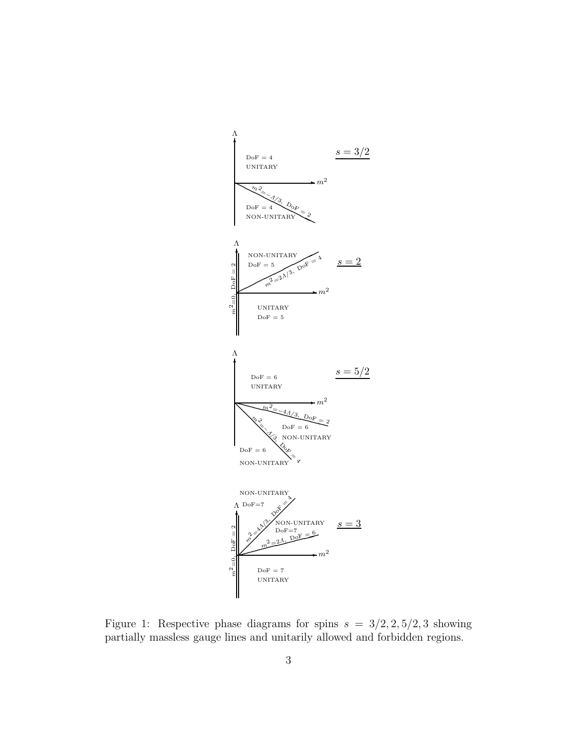Figure 1: Respective phase diagrams for spins $s = 3/2, 2, 5/2, 3$ showing partially massless gauge lines and unitarily allowed and forbidden regions.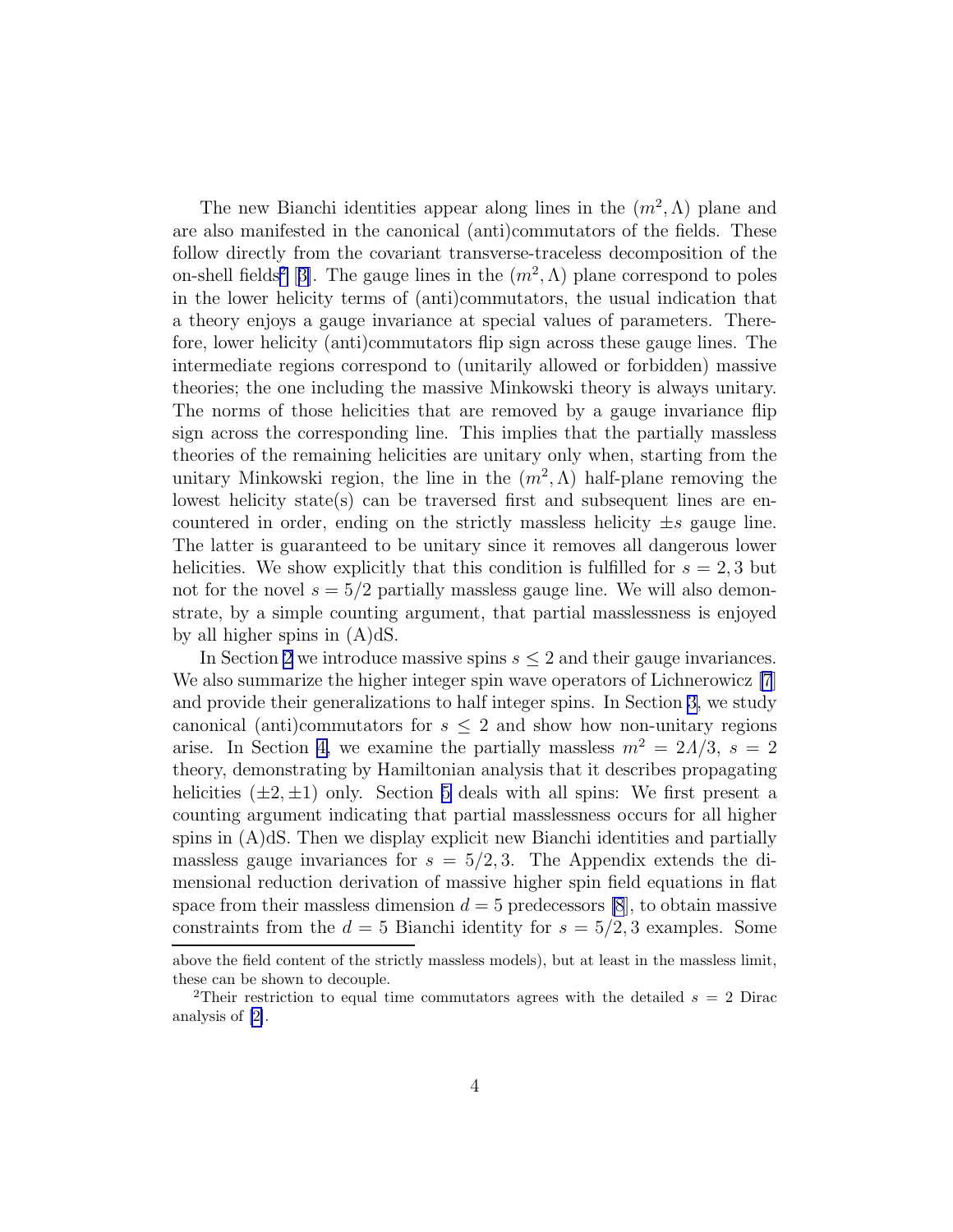The new Bianchi identities appear along lines in the $(m^2, \Lambda)$ plane and are also manifested in the canonical (anti)commutators of the fields. These follow directly from the covariant transverse-traceless decomposition of the on-shell fields[2] [3]. The gauge lines in the $(m^2, \Lambda)$ plane correspond to poles in the lower helicity terms of (anti)commutators, the usual indication that a theory enjoys a gauge invariance at special values of parameters. Therefore, lower helicity (anti)commutators flip sign across these gauge lines. The intermediate regions correspond to (unitarily allowed or forbidden) massive theories; the one including the massive Minkowski theory is always unitary. The norms of those helicities that are removed by a gauge invariance flip sign across the corresponding line. This implies that the partially massless theories of the remaining helicities are unitary only when, starting from the unitary Minkowski region, the line in the $(m^2, \Lambda)$ half-plane removing the lowest helicity state(s) can be traversed first and subsequent lines are encountered in order, ending on the strictly massless helicity $\pm s$ gauge line. The latter is guaranteed to be unitary since it removes all dangerous lower helicities. We show explicitly that this condition is fulfilled for $s = 2, 3$ but not for the novel $s = 5/2$ partially massless gauge line. We will also demonstrate, by a simple counting argument, that partial masslessness is enjoyed by all higher spins in (A)dS.

In Section 2 we introduce massive spins $s \leq 2$ and their gauge invariances. We also summarize the higher integer spin wave operators of Lichnerowicz [7] and provide their generalizations to half integer spins. In Section 3, we study canonical (anti)commutators for $s \leq 2$ and show how non-unitary regions arise. In Section 4, we examine the partially massless $m^2 = 2\Lambda/3$, $s = 2$ theory, demonstrating by Hamiltonian analysis that it describes propagating helicities $(\pm 2, \pm 1)$ only. Section 5 deals with all spins: We first present a counting argument indicating that partial masslessness occurs for all higher spins in (A)dS. Then we display explicit new Bianchi identities and partially massless gauge invariances for $s = 5/2, 3$. The Appendix extends the dimensional reduction derivation of massive higher spin field equations in flat space from their massless dimension $d = 5$ predecessors [8], to obtain massive constraints from the $d = 5$ Bianchi identity for $s = 5/2, 3$ examples. Some

---

above the field content of the strictly massless models), but at least in the massless limit, these can be shown to decouple.

[2] Their restriction to equal time commutators agrees with the detailed $s = 2$ Dirac analysis of [2].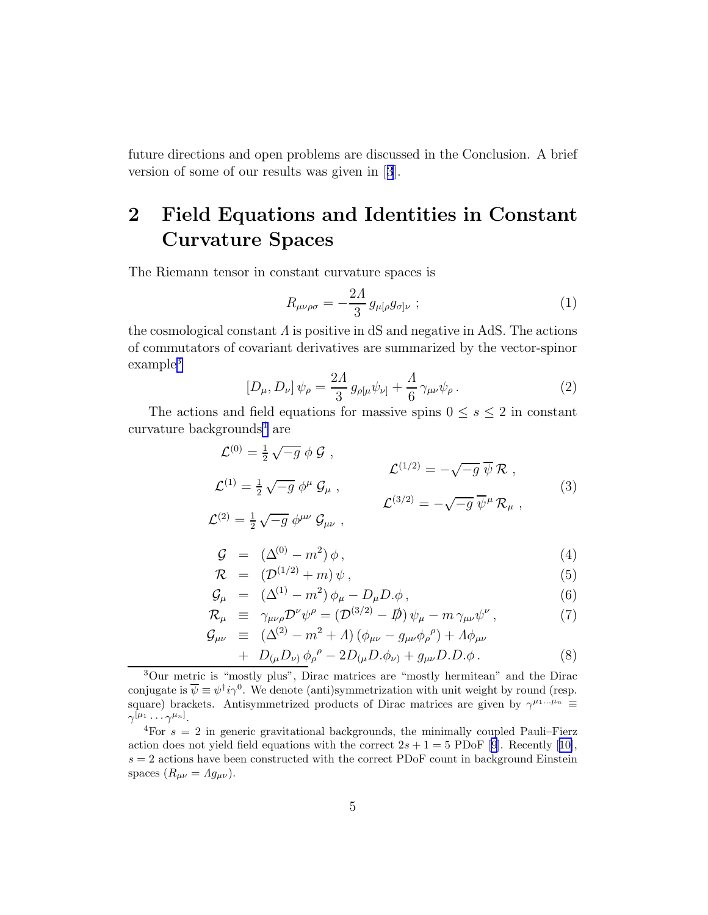future directions and open problems are discussed in the Conclusion. A brief version of some of our results was given in [3].

## 2 Field Equations and Identities in Constant Curvature Spaces

The Riemann tensor in constant curvature spaces is

$$R_{\mu\nu\rho\sigma} = -\frac{2\Lambda}{3}\, g_{\mu[\rho}g_{\sigma]\nu} \ ; \tag{1}$$

the cosmological constant $\Lambda$ is positive in dS and negative in AdS. The actions of commutators of covariant derivatives are summarized by the vector-spinor example[3]

$$[D_\mu, D_\nu]\, \psi_\rho = \frac{2\Lambda}{3}\, g_{\rho[\mu}\psi_{\nu]} + \frac{\Lambda}{6}\, \gamma_{\mu\nu}\psi_\rho\,. \tag{2}$$

The actions and field equations for massive spins $0 \le s \le 2$ in constant curvature backgrounds[4] are

$$\begin{aligned}
\mathcal{L}^{(0)} &= \tfrac{1}{2}\sqrt{-g}\ \phi\ \mathcal{G}\ , & \mathcal{L}^{(1/2)} &= -\sqrt{-g}\ \overline{\psi}\ \mathcal{R}\ , \\
\mathcal{L}^{(1)} &= \tfrac{1}{2}\sqrt{-g}\ \phi^\mu\ \mathcal{G}_\mu\ , & \mathcal{L}^{(3/2)} &= -\sqrt{-g}\ \overline{\psi}^\mu\ \mathcal{R}_\mu\ , \\
\mathcal{L}^{(2)} &= \tfrac{1}{2}\sqrt{-g}\ \phi^{\mu\nu}\ \mathcal{G}_{\mu\nu}\ ,
\end{aligned} \tag{3}$$

$$\mathcal{G} = (\Delta^{(0)} - m^2)\,\phi\,, \tag{4}$$

$$\mathcal{R} = (\mathcal{D}^{(1/2)} + m)\,\psi\,, \tag{5}$$

$$\mathcal{G}_\mu = (\Delta^{(1)} - m^2)\,\phi_\mu - D_\mu D.\phi\,, \tag{6}$$

$$\mathcal{R}_\mu \equiv \gamma_{\mu\nu\rho}\mathcal{D}^\nu\psi^\rho = (\mathcal{D}^{(3/2)} - \not{D})\,\psi_\mu - m\,\gamma_{\mu\nu}\psi^\nu\,, \tag{7}$$

$$\begin{aligned}
\mathcal{G}_{\mu\nu} \equiv\ & (\Delta^{(2)} - m^2 + \Lambda)\,(\phi_{\mu\nu} - g_{\mu\nu}\phi_\rho{}^\rho) + \Lambda\phi_{\mu\nu} \\
&+\ D_{(\mu}D_{\nu)}\,\phi_\rho{}^\rho - 2D_{(\mu}D.\phi_{\nu)} + g_{\mu\nu}D.D.\phi\,.
\end{aligned} \tag{8}$$

---

[3] Our metric is "mostly plus", Dirac matrices are "mostly hermitean" and the Dirac conjugate is $\overline{\psi} \equiv \psi^\dagger i\gamma^0$. We denote (anti)symmetrization with unit weight by round (resp. square) brackets. Antisymmetrized products of Dirac matrices are given by $\gamma^{\mu_1\ldots\mu_n} \equiv \gamma^{[\mu_1}\ldots\gamma^{\mu_n]}$.

[4] For $s = 2$ in generic gravitational backgrounds, the minimally coupled Pauli–Fierz action does not yield field equations with the correct $2s+1 = 5$ PDoF [9]. Recently [10], $s = 2$ actions have been constructed with the correct PDoF count in background Einstein spaces ($R_{\mu\nu} = \Lambda g_{\mu\nu}$).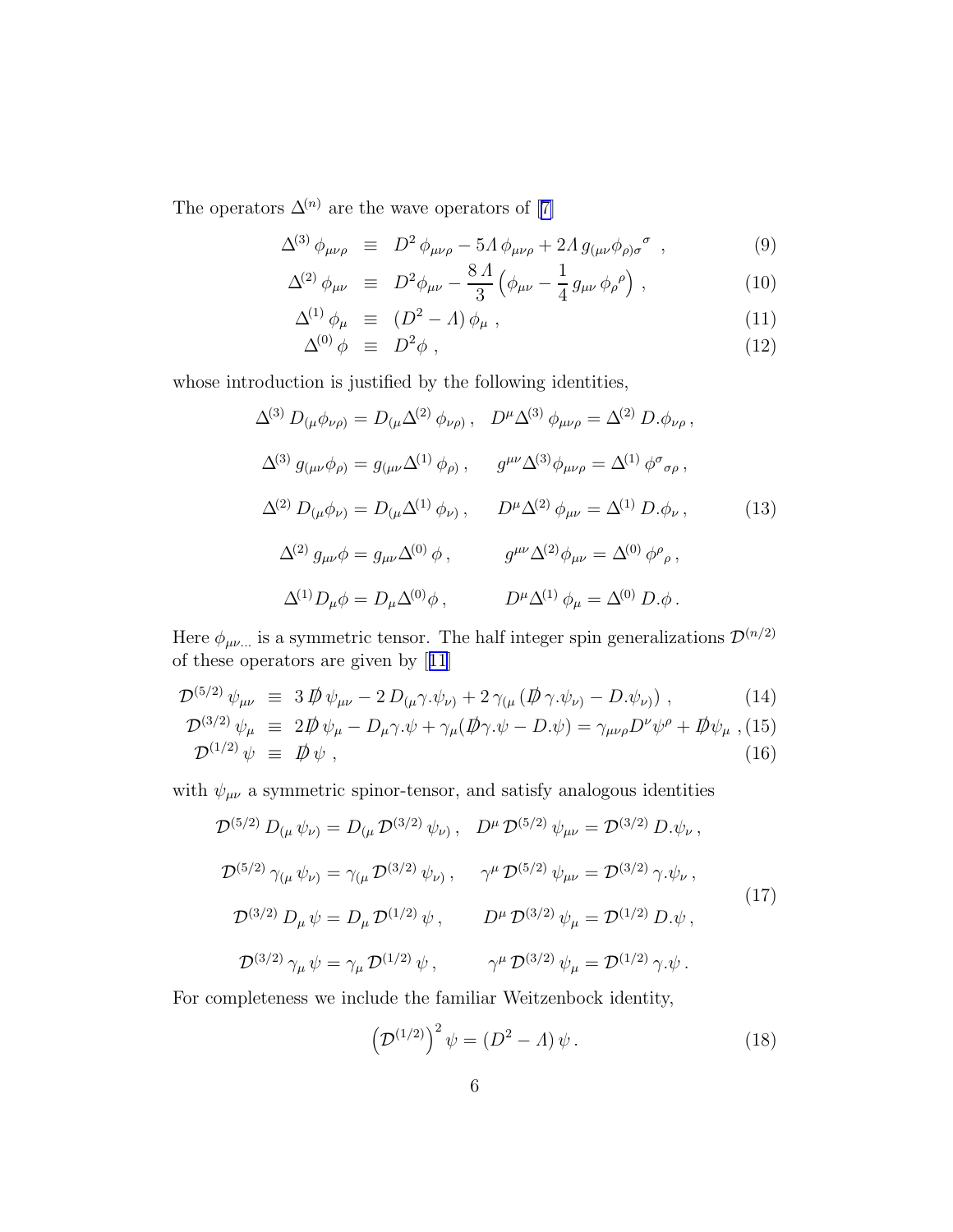The operators $\Delta^{(n)}$ are the wave operators of [7]

$$
\Delta^{(3)}\,\phi_{\mu\nu\rho} \;\equiv\; D^2\,\phi_{\mu\nu\rho} - 5\Lambda\,\phi_{\mu\nu\rho} + 2\Lambda\,g_{(\mu\nu}\phi_{\rho)\sigma}{}^{\sigma}\;\;, \tag{9}
$$

$$
\Delta^{(2)}\,\phi_{\mu\nu} \;\equiv\; D^2\phi_{\mu\nu} - \frac{8\,\Lambda}{3}\left(\phi_{\mu\nu} - \frac{1}{4}\,g_{\mu\nu}\,\phi_\rho{}^\rho\right)\,, \tag{10}
$$

$$
\Delta^{(1)}\,\phi_\mu \;\equiv\; (D^2 - \Lambda)\,\phi_\mu\;, \tag{11}
$$

$$
\Delta^{(0)}\,\phi \;\equiv\; D^2\phi\;, \tag{12}
$$

whose introduction is justified by the following identities,

$$
\begin{aligned}
&\Delta^{(3)}\,D_{(\mu}\phi_{\nu\rho)} = D_{(\mu}\Delta^{(2)}\,\phi_{\nu\rho)}\,, \quad D^\mu\Delta^{(3)}\,\phi_{\mu\nu\rho} = \Delta^{(2)}\,D.\phi_{\nu\rho}\,,\\
&\Delta^{(3)}\,g_{(\mu\nu}\phi_{\rho)} = g_{(\mu\nu}\Delta^{(1)}\,\phi_{\rho)}\,, \qquad g^{\mu\nu}\Delta^{(3)}\phi_{\mu\nu\rho} = \Delta^{(1)}\,\phi^\sigma{}_{\sigma\rho}\,,\\
&\Delta^{(2)}\,D_{(\mu}\phi_{\nu)} = D_{(\mu}\Delta^{(1)}\,\phi_{\nu)}\,, \qquad D^\mu\Delta^{(2)}\,\phi_{\mu\nu} = \Delta^{(1)}\,D.\phi_\nu\,,\\
&\Delta^{(2)}\,g_{\mu\nu}\phi = g_{\mu\nu}\Delta^{(0)}\,\phi\,, \qquad\quad g^{\mu\nu}\Delta^{(2)}\phi_{\mu\nu} = \Delta^{(0)}\,\phi^\rho{}_\rho\,,\\
&\Delta^{(1)}D_\mu\phi = D_\mu\Delta^{(0)}\phi\,, \qquad\quad D^\mu\Delta^{(1)}\,\phi_\mu = \Delta^{(0)}\,D.\phi\,.
\end{aligned} \tag{13}
$$

Here $\phi_{\mu\nu\ldots}$ is a symmetric tensor. The half integer spin generalizations $\mathcal{D}^{(n/2)}$ of these operators are given by [11]

$$
\mathcal{D}^{(5/2)}\,\psi_{\mu\nu} \;\equiv\; 3\,\not{D}\,\psi_{\mu\nu} - 2\,D_{(\mu}\gamma.\psi_{\nu)} + 2\,\gamma_{(\mu}\left(\not{D}\,\gamma.\psi_{\nu)} - D.\psi_{\nu)}\right)\,, \tag{14}
$$

$$
\mathcal{D}^{(3/2)}\,\psi_\mu \;\equiv\; 2\not{D}\,\psi_\mu - D_\mu\gamma.\psi + \gamma_\mu(\not{D}\gamma.\psi - D.\psi) = \gamma_{\mu\nu\rho}D^\nu\psi^\rho + \not{D}\psi_\mu\;, \tag{15}
$$

$$
\mathcal{D}^{(1/2)}\,\psi \;\equiv\; \not{D}\,\psi\;, \tag{16}
$$

with $\psi_{\mu\nu}$ a symmetric spinor-tensor, and satisfy analogous identities

$$
\begin{aligned}
&\mathcal{D}^{(5/2)}\,D_{(\mu}\,\psi_{\nu)} = D_{(\mu}\,\mathcal{D}^{(3/2)}\,\psi_{\nu)}\,, \quad D^\mu\,\mathcal{D}^{(5/2)}\,\psi_{\mu\nu} = \mathcal{D}^{(3/2)}\,D.\psi_\nu\,,\\
&\mathcal{D}^{(5/2)}\,\gamma_{(\mu}\,\psi_{\nu)} = \gamma_{(\mu}\,\mathcal{D}^{(3/2)}\,\psi_{\nu)}\,, \qquad \gamma^\mu\,\mathcal{D}^{(5/2)}\,\psi_{\mu\nu} = \mathcal{D}^{(3/2)}\,\gamma.\psi_\nu\,,\\
&\mathcal{D}^{(3/2)}\,D_\mu\,\psi = D_\mu\,\mathcal{D}^{(1/2)}\,\psi\,, \qquad D^\mu\,\mathcal{D}^{(3/2)}\,\psi_\mu = \mathcal{D}^{(1/2)}\,D.\psi\,,\\
&\mathcal{D}^{(3/2)}\,\gamma_\mu\,\psi = \gamma_\mu\,\mathcal{D}^{(1/2)}\,\psi\,, \qquad \gamma^\mu\,\mathcal{D}^{(3/2)}\,\psi_\mu = \mathcal{D}^{(1/2)}\,\gamma.\psi\,.
\end{aligned} \tag{17}
$$

For completeness we include the familiar Weitzenbock identity,

$$
\left(\mathcal{D}^{(1/2)}\right)^2\psi = (D^2 - \Lambda)\,\psi\,. \tag{18}
$$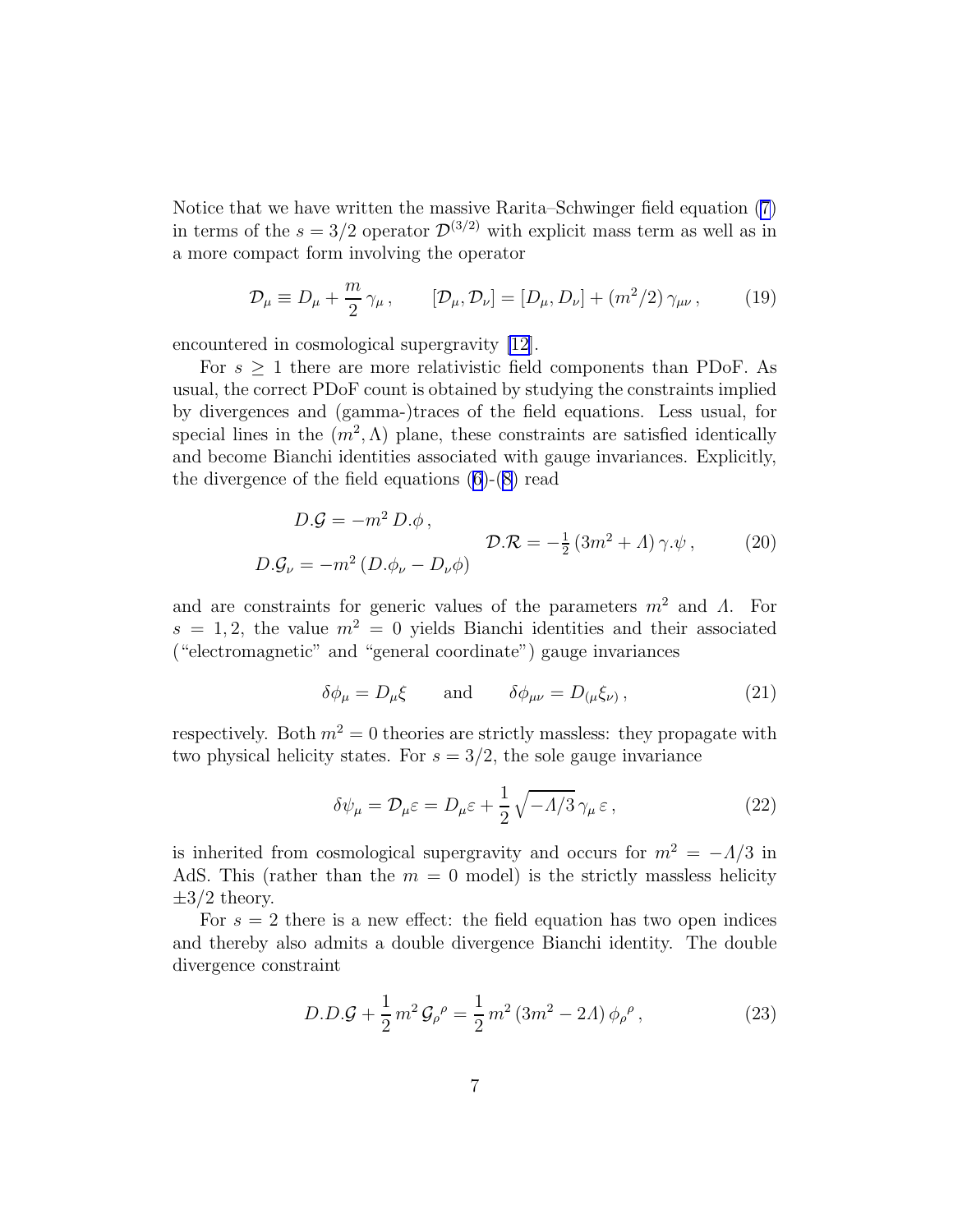Notice that we have written the massive Rarita–Schwinger field equation (7) in terms of the $s = 3/2$ operator $\mathcal{D}^{(3/2)}$ with explicit mass term as well as in a more compact form involving the operator

$$\mathcal{D}_\mu \equiv D_\mu + \frac{m}{2}\,\gamma_\mu\,, \qquad [\mathcal{D}_\mu, \mathcal{D}_\nu] = [D_\mu, D_\nu] + (m^2/2)\,\gamma_{\mu\nu}\,, \tag{19}$$

encountered in cosmological supergravity [12].

For $s \geq 1$ there are more relativistic field components than PDoF. As usual, the correct PDoF count is obtained by studying the constraints implied by divergences and (gamma-)traces of the field equations. Less usual, for special lines in the $(m^2, \Lambda)$ plane, these constraints are satisfied identically and become Bianchi identities associated with gauge invariances. Explicitly, the divergence of the field equations (6)-(8) read

$$\begin{array}{c} D.\mathcal{G} = -m^2\, D.\phi\,, \\ D.\mathcal{G}_\nu = -m^2\,(D.\phi_\nu - D_\nu \phi) \end{array} \qquad \mathcal{D}.\mathcal{R} = -\tfrac{1}{2}\,(3m^2 + \Lambda)\,\gamma.\psi\,, \tag{20}$$

and are constraints for generic values of the parameters $m^2$ and $\Lambda$. For $s = 1, 2$, the value $m^2 = 0$ yields Bianchi identities and their associated ("electromagnetic" and "general coordinate") gauge invariances

$$\delta\phi_\mu = D_\mu \xi \qquad \text{and} \qquad \delta\phi_{\mu\nu} = D_{(\mu}\xi_{\nu)}\,, \tag{21}$$

respectively. Both $m^2 = 0$ theories are strictly massless: they propagate with two physical helicity states. For $s = 3/2$, the sole gauge invariance

$$\delta\psi_\mu = \mathcal{D}_\mu \varepsilon = D_\mu \varepsilon + \frac{1}{2}\sqrt{-\Lambda/3}\,\gamma_\mu\,\varepsilon\,, \tag{22}$$

is inherited from cosmological supergravity and occurs for $m^2 = -\Lambda/3$ in AdS. This (rather than the $m = 0$ model) is the strictly massless helicity $\pm 3/2$ theory.

For $s = 2$ there is a new effect: the field equation has two open indices and thereby also admits a double divergence Bianchi identity. The double divergence constraint

$$D.D.\mathcal{G} + \frac{1}{2}\,m^2\,\mathcal{G}_\rho{}^\rho = \frac{1}{2}\,m^2\,(3m^2 - 2\Lambda)\,\phi_\rho{}^\rho\,, \tag{23}$$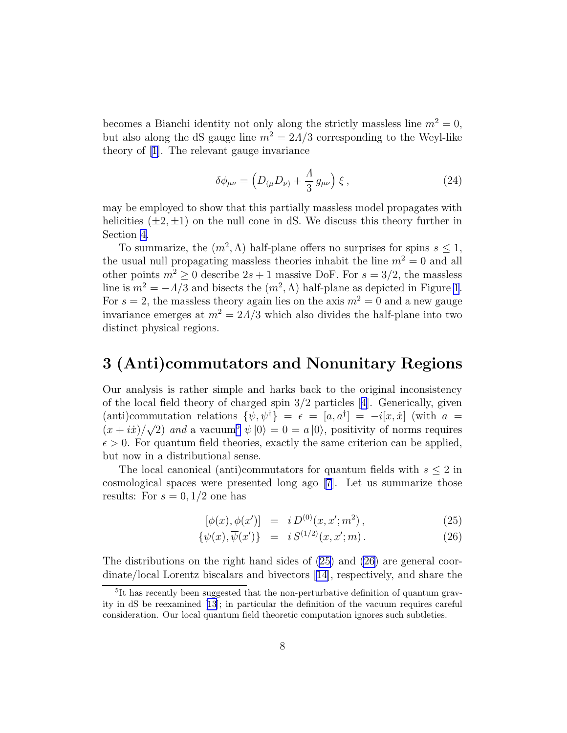becomes a Bianchi identity not only along the strictly massless line $m^2 = 0$, but also along the dS gauge line $m^2 = 2\Lambda/3$ corresponding to the Weyl-like theory of [1]. The relevant gauge invariance

$$\delta\phi_{\mu\nu} = \left(D_{(\mu}D_{\nu)} + \frac{\Lambda}{3}\,g_{\mu\nu}\right)\xi\,, \tag{24}$$

may be employed to show that this partially massless model propagates with helicities $(\pm 2, \pm 1)$ on the null cone in dS. We discuss this theory further in Section 4.

To summarize, the $(m^2, \Lambda)$ half-plane offers no surprises for spins $s \leq 1$, the usual null propagating massless theories inhabit the line $m^2 = 0$ and all other points $m^2 \geq 0$ describe $2s+1$ massive DoF. For $s = 3/2$, the massless line is $m^2 = -\Lambda/3$ and bisects the $(m^2, \Lambda)$ half-plane as depicted in Figure 1. For $s = 2$, the massless theory again lies on the axis $m^2 = 0$ and a new gauge invariance emerges at $m^2 = 2\Lambda/3$ which also divides the half-plane into two distinct physical regions.

# 3 (Anti)commutators and Nonunitary Regions

Our analysis is rather simple and harks back to the original inconsistency of the local field theory of charged spin 3/2 particles [4]. Generically, given (anti)commutation relations $\{\psi, \psi^\dagger\} = \epsilon = [a, a^\dagger] = -i[x, \dot{x}]$ (with $a = (x + i\dot{x})/\sqrt{2}$) *and* a vacuum[5] $\psi\,|0\rangle = 0 = a\,|0\rangle$, positivity of norms requires $\epsilon > 0$. For quantum field theories, exactly the same criterion can be applied, but now in a distributional sense.

The local canonical (anti)commutators for quantum fields with $s \leq 2$ in cosmological spaces were presented long ago [7]. Let us summarize those results: For $s = 0, 1/2$ one has

$$\begin{aligned}
[\phi(x), \phi(x')] &= i\,D^{(0)}(x, x'; m^2)\,, &(25)\\
\{\psi(x), \overline{\psi}(x')\} &= i\,S^{(1/2)}(x, x'; m)\,. &(26)
\end{aligned}$$

The distributions on the right hand sides of (25) and (26) are general coordinate/local Lorentz biscalars and bivectors [14], respectively, and share the

[5] It has recently been suggested that the non-perturbative definition of quantum gravity in dS be reexamined [13]; in particular the definition of the vacuum requires careful consideration. Our local quantum field theoretic computation ignores such subtleties.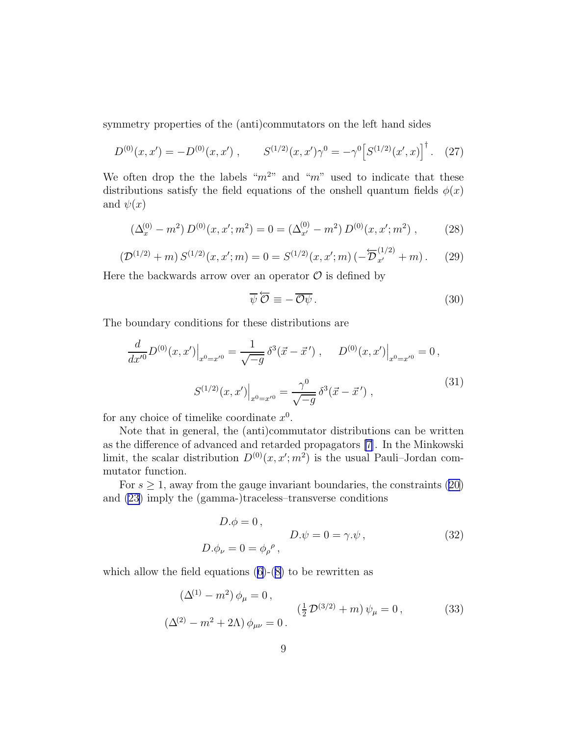symmetry properties of the (anti)commutators on the left hand sides

$$D^{(0)}(x,x') = -D^{(0)}(x,x') \,, \qquad S^{(1/2)}(x,x')\gamma^0 = -\gamma^0 \Big[S^{(1/2)}(x',x)\Big]^\dagger . \quad (27)$$

We often drop the the labels "$m^2$" and "$m$" used to indicate that these distributions satisfy the field equations of the onshell quantum fields $\phi(x)$ and $\psi(x)$

$$(\Delta^{(0)}_x - m^2)\, D^{(0)}(x,x';m^2) = 0 = (\Delta^{(0)}_{x'} - m^2)\, D^{(0)}(x,x';m^2) \,, \qquad (28)$$

$$(\mathcal{D}^{(1/2)} + m)\, S^{(1/2)}(x,x';m) = 0 = S^{(1/2)}(x,x';m)\, (-\overleftarrow{\mathcal{D}}^{(1/2)}_{x'} + m) \,. \qquad (29)$$

Here the backwards arrow over an operator $\mathcal{O}$ is defined by

$$\overline{\psi}\, \overleftarrow{\mathcal{O}} \equiv -\, \overline{\mathcal{O}\psi} \,. \qquad (30)$$

The boundary conditions for these distributions are

$$\frac{d}{dx'^0} D^{(0)}(x,x')\Big|_{x^0=x'^0} = \frac{1}{\sqrt{-g}}\, \delta^3(\vec{x}-\vec{x}\,') \,, \qquad D^{(0)}(x,x')\Big|_{x^0=x'^0} = 0 \,,$$
$$S^{(1/2)}(x,x')\Big|_{x^0=x'^0} = \frac{\gamma^0}{\sqrt{-g}}\, \delta^3(\vec{x}-\vec{x}\,') \,, \qquad (31)$$

for any choice of timelike coordinate $x^0$.

Note that in general, the (anti)commutator distributions can be written as the difference of advanced and retarded propagators [7]. In the Minkowski limit, the scalar distribution $D^{(0)}(x,x';m^2)$ is the usual Pauli–Jordan commutator function.

For $s \geq 1$, away from the gauge invariant boundaries, the constraints (20) and (23) imply the (gamma-)traceless–transverse conditions

$$D.\phi = 0 \,, \qquad D.\phi_\nu = 0 = \phi_\rho{}^\rho \,, \qquad D.\psi = 0 = \gamma.\psi \,, \qquad (32)$$

which allow the field equations (6)-(8) to be rewritten as

$$(\Delta^{(1)} - m^2)\, \phi_\mu = 0 \,, \qquad (\Delta^{(2)} - m^2 + 2\Lambda)\, \phi_{\mu\nu} = 0 \,, \qquad (\tfrac{1}{2}\, \mathcal{D}^{(3/2)} + m)\, \psi_\mu = 0 \,, \qquad (33)$$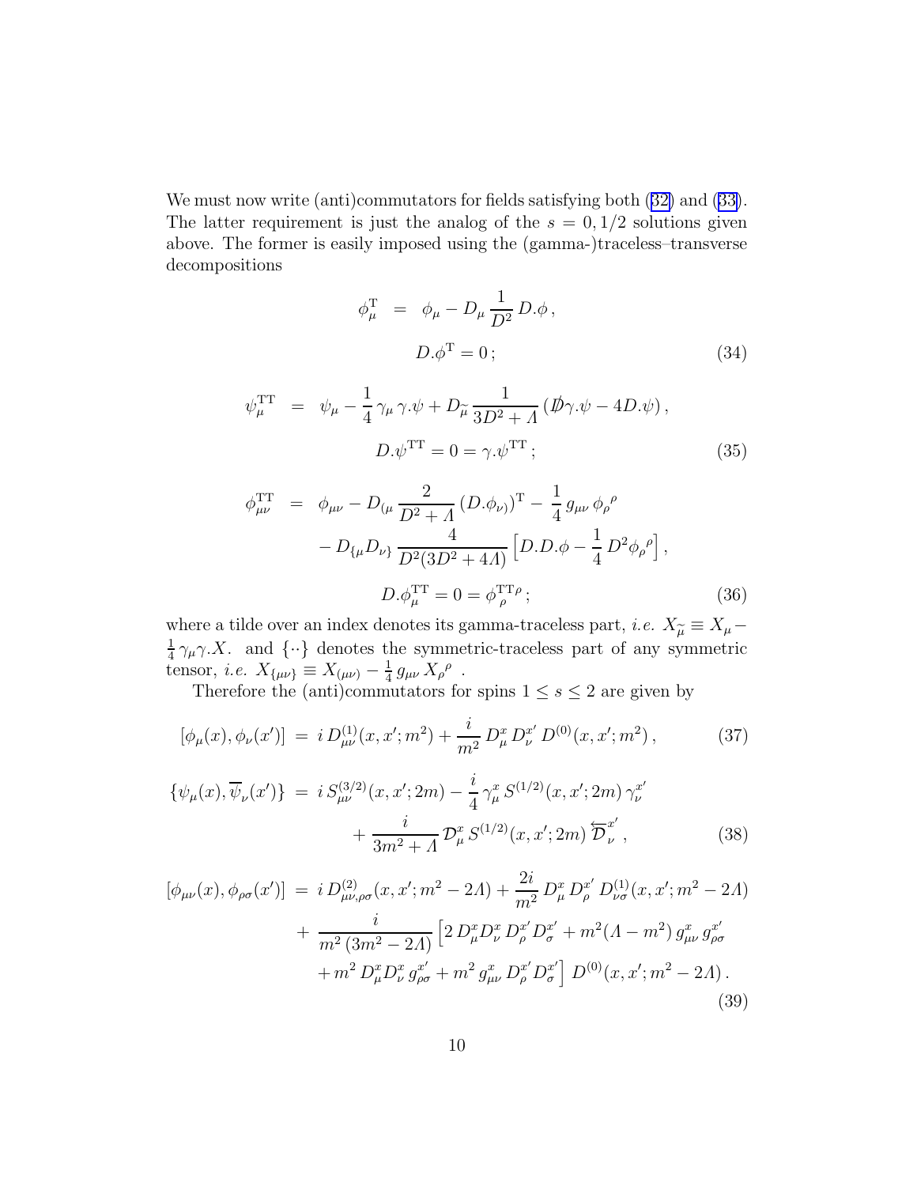We must now write (anti)commutators for fields satisfying both (32) and (33). The latter requirement is just the analog of the $s = 0, 1/2$ solutions given above. The former is easily imposed using the (gamma-)traceless–transverse decompositions

$$
\begin{aligned}
\phi^{\rm T}_\mu &= \phi_\mu - D_\mu \frac{1}{D^2}\, D.\phi \,, \\
& D.\phi^{\rm T} = 0 \,;
\end{aligned}
\tag{34}
$$

$$
\begin{aligned}
\psi^{\rm TT}_\mu &= \psi_\mu - \frac{1}{4}\,\gamma_\mu\,\gamma.\psi + D_{\widetilde{\mu}}\,\frac{1}{3D^2+\Lambda}\,(\not{D}\gamma.\psi - 4D.\psi)\,, \\
& D.\psi^{\rm TT} = 0 = \gamma.\psi^{\rm TT}\,;
\end{aligned}
\tag{35}
$$

$$
\begin{aligned}
\phi^{\rm TT}_{\mu\nu} &= \phi_{\mu\nu} - D_{(\mu}\,\frac{2}{D^2+\Lambda}\,(D.\phi_{\nu)})^{\rm T} - \frac{1}{4}\,g_{\mu\nu}\,\phi_\rho{}^\rho \\
&\quad - D_{\{\mu}D_{\nu\}}\,\frac{4}{D^2(3D^2+4\Lambda)}\Big[D.D.\phi - \frac{1}{4}\,D^2\phi_\rho{}^\rho\Big]\,, \\
& D.\phi^{\rm TT}_\mu = 0 = \phi^{\rm TT}{}_\rho{}^\rho\,;
\end{aligned}
\tag{36}
$$

where a tilde over an index denotes its gamma-traceless part, *i.e.* $X_{\widetilde{\mu}} \equiv X_\mu - \frac{1}{4}\,\gamma_\mu\gamma.X$. and $\{\cdot\cdot\}$ denotes the symmetric-traceless part of any symmetric tensor, *i.e.* $X_{\{\mu\nu\}} \equiv X_{(\mu\nu)} - \frac{1}{4}\,g_{\mu\nu}\,X_\rho{}^\rho$ .

Therefore the (anti)commutators for spins $1 \le s \le 2$ are given by

$$
[\phi_\mu(x), \phi_\nu(x')] \;=\; i\,D^{(1)}_{\mu\nu}(x,x';m^2) + \frac{i}{m^2}\,D^x_\mu\,D^{x'}_\nu\,D^{(0)}(x,x';m^2)\,,
\tag{37}
$$

$$
\begin{aligned}
\{\psi_\mu(x), \overline{\psi}_\nu(x')\} \;&=\; i\,S^{(3/2)}_{\mu\nu}(x,x';2m) - \frac{i}{4}\,\gamma^x_\mu\,S^{(1/2)}(x,x';2m)\,\gamma^{x'}_\nu \\
&\qquad + \frac{i}{3m^2+\Lambda}\,\mathcal{D}^x_\mu\,S^{(1/2)}(x,x';2m)\,\overleftarrow{\mathcal{D}}^{x'}_\nu\,,
\end{aligned}
\tag{38}
$$

$$
\begin{aligned}
[\phi_{\mu\nu}(x), \phi_{\rho\sigma}(x')] \;&=\; i\,D^{(2)}_{\mu\nu,\rho\sigma}(x,x';m^2-2\Lambda) + \frac{2i}{m^2}\,D^x_\mu\,D^{x'}_\rho\,D^{(1)}_{\nu\sigma}(x,x';m^2-2\Lambda) \\
&\quad + \;\frac{i}{m^2\,(3m^2-2\Lambda)}\Big[2\,D^x_\mu D^x_\nu\,D^{x'}_\rho D^{x'}_\sigma + m^2(\Lambda-m^2)\,g^x_{\mu\nu}\,g^{x'}_{\rho\sigma} \\
&\qquad + m^2\,D^x_\mu D^x_\nu\,g^{x'}_{\rho\sigma} + m^2\,g^x_{\mu\nu}\,D^{x'}_\rho D^{x'}_\sigma\Big]\,D^{(0)}(x,x';m^2-2\Lambda)\,.
\end{aligned}
\tag{39}
$$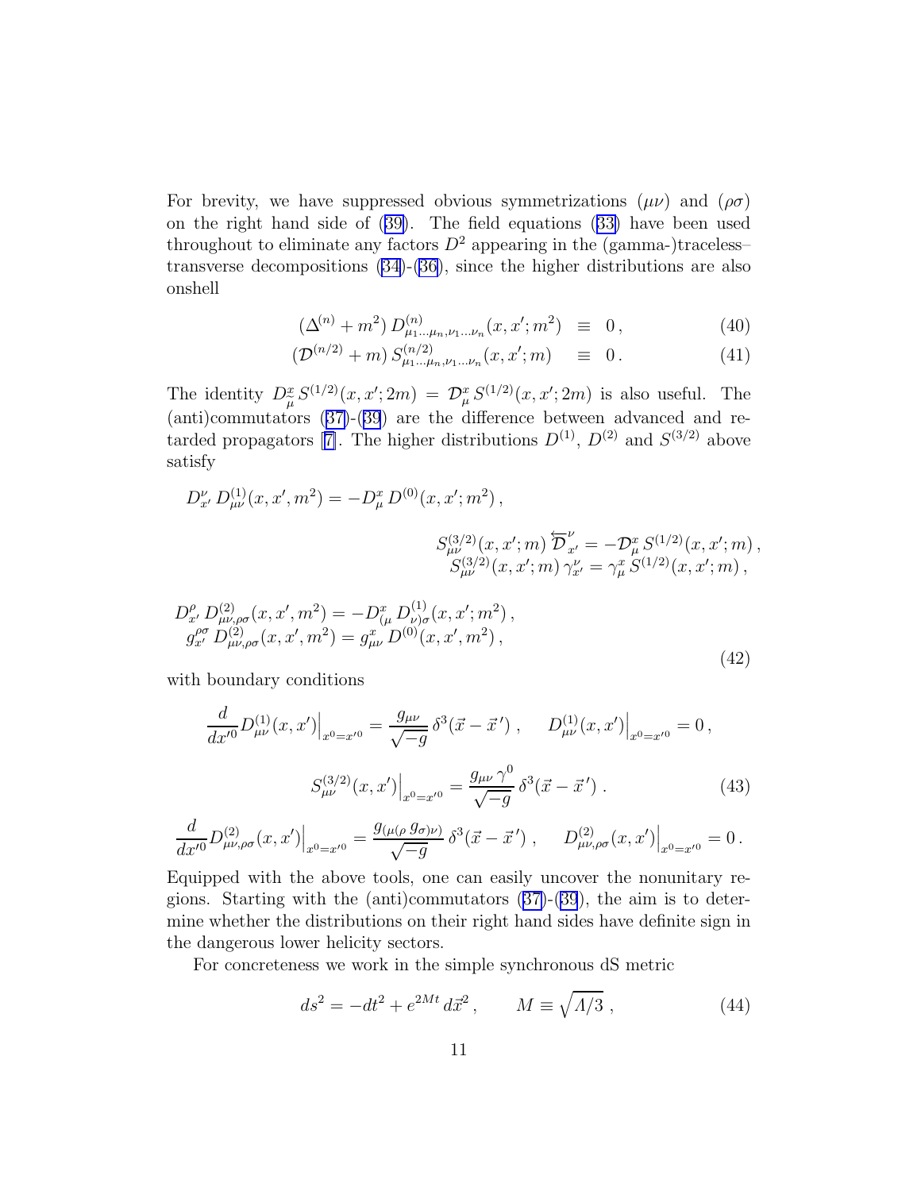For brevity, we have suppressed obvious symmetrizations $(\mu\nu)$ and $(\rho\sigma)$ on the right hand side of (39). The field equations (33) have been used throughout to eliminate any factors $D^2$ appearing in the (gamma-)traceless–transverse decompositions (34)-(36), since the higher distributions are also onshell

$$
\begin{aligned}
(\Delta^{(n)} + m^2)\, D^{(n)}_{\mu_1\ldots\mu_n,\nu_1\ldots\nu_n}(x,x';m^2) &\equiv 0\,, \qquad (40)\\
(\mathcal{D}^{(n/2)} + m)\, S^{(n/2)}_{\mu_1\ldots\mu_n,\nu_1\ldots\nu_n}(x,x';m) &\equiv 0\,. \qquad (41)
\end{aligned}
$$

The identity $D^x_\mu\, S^{(1/2)}(x,x';2m) = \mathcal{D}^x_\mu\, S^{(1/2)}(x,x';2m)$ is also useful. The (anti)commutators (37)-(39) are the difference between advanced and retarded propagators [7]. The higher distributions $D^{(1)}$, $D^{(2)}$ and $S^{(3/2)}$ above satisfy

$$
D^\nu_{x'}\, D^{(1)}_{\mu\nu}(x,x',m^2) = -D^x_\mu\, D^{(0)}(x,x';m^2)\,,
$$

$$
\begin{aligned}
S^{(3/2)}_{\mu\nu}(x,x';m)\, \overleftarrow{\mathcal{D}}^{\nu}_{x'} &= -\mathcal{D}^x_\mu\, S^{(1/2)}(x,x';m)\,,\\
S^{(3/2)}_{\mu\nu}(x,x';m)\, \gamma^\nu_{x'} &= \gamma^x_\mu\, S^{(1/2)}(x,x';m)\,,
\end{aligned}
$$

$$
\begin{aligned}
D^\rho_{x'}\, D^{(2)}_{\mu\nu,\rho\sigma}(x,x',m^2) &= -D^x_{(\mu}\, D^{(1)}_{\nu)\sigma}(x,x';m^2)\,,\\
g^{\rho\sigma}_{x'}\, D^{(2)}_{\mu\nu,\rho\sigma}(x,x',m^2) &= g^x_{\mu\nu}\, D^{(0)}(x,x',m^2)\,,
\end{aligned}
\qquad (42)
$$

with boundary conditions

$$
\frac{d}{dx'^0} D^{(1)}_{\mu\nu}(x,x')\Big|_{x^0=x'^0} = \frac{g_{\mu\nu}}{\sqrt{-g}}\, \delta^3(\vec{x}-\vec{x}\,')\,, \qquad D^{(1)}_{\mu\nu}(x,x')\Big|_{x^0=x'^0} = 0\,,
$$

$$
S^{(3/2)}_{\mu\nu}(x,x')\Big|_{x^0=x'^0} = \frac{g_{\mu\nu}\,\gamma^0}{\sqrt{-g}}\, \delta^3(\vec{x}-\vec{x}\,')\,. \qquad (43)
$$

$$
\frac{d}{dx'^0} D^{(2)}_{\mu\nu,\rho\sigma}(x,x')\Big|_{x^0=x'^0} = \frac{g_{(\mu(\rho}\, g_{\sigma)\nu)}}{\sqrt{-g}}\, \delta^3(\vec{x}-\vec{x}\,')\,, \qquad D^{(2)}_{\mu\nu,\rho\sigma}(x,x')\Big|_{x^0=x'^0} = 0\,.
$$

Equipped with the above tools, one can easily uncover the nonunitary regions. Starting with the (anti)commutators (37)-(39), the aim is to determine whether the distributions on their right hand sides have definite sign in the dangerous lower helicity sectors.

For concreteness we work in the simple synchronous dS metric

$$
ds^2 = -dt^2 + e^{2Mt}\, d\vec{x}^2\,, \qquad M \equiv \sqrt{\Lambda/3}\,, \qquad (44)
$$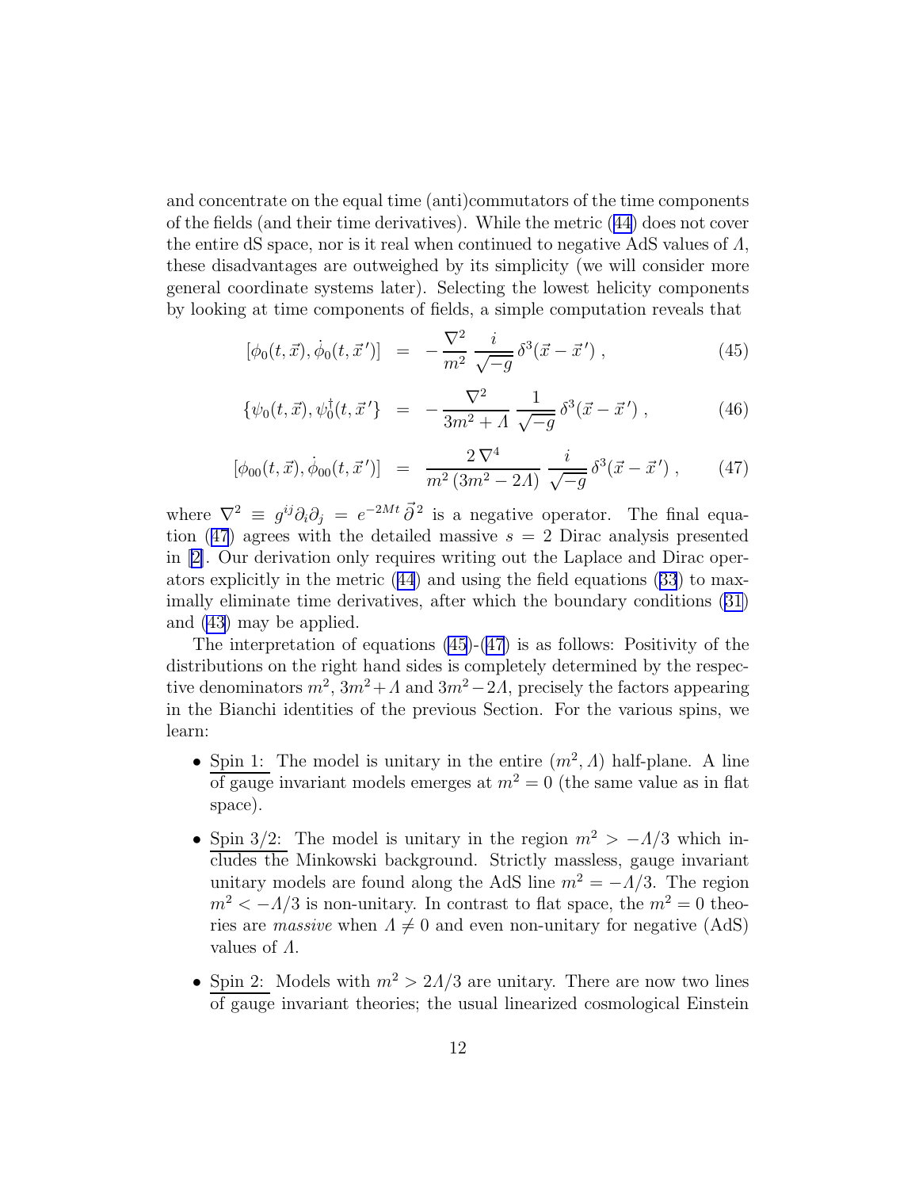and concentrate on the equal time (anti)commutators of the time components of the fields (and their time derivatives). While the metric (44) does not cover the entire dS space, nor is it real when continued to negative AdS values of $\Lambda$, these disadvantages are outweighed by its simplicity (we will consider more general coordinate systems later). Selecting the lowest helicity components by looking at time components of fields, a simple computation reveals that

$$[\phi_0(t,\vec{x}), \dot{\phi}_0(t,\vec{x}\,')] \;=\; -\frac{\nabla^2}{m^2}\,\frac{i}{\sqrt{-g}}\,\delta^3(\vec{x}-\vec{x}\,')\;, \tag{45}$$

$$\{\psi_0(t,\vec{x}), \psi_0^\dagger(t,\vec{x}\,'\}\;=\; -\frac{\nabla^2}{3m^2+\Lambda}\,\frac{1}{\sqrt{-g}}\,\delta^3(\vec{x}-\vec{x}\,')\;, \tag{46}$$

$$[\phi_{00}(t,\vec{x}), \dot{\phi}_{00}(t,\vec{x}\,')] \;=\; \frac{2\,\nabla^4}{m^2\,(3m^2-2\Lambda)}\,\frac{i}{\sqrt{-g}}\,\delta^3(\vec{x}-\vec{x}\,')\;, \tag{47}$$

where $\nabla^2 \equiv g^{ij}\partial_i\partial_j = e^{-2Mt}\,\vec{\partial}^{\,2}$ is a negative operator. The final equation (47) agrees with the detailed massive $s=2$ Dirac analysis presented in [2]. Our derivation only requires writing out the Laplace and Dirac operators explicitly in the metric (44) and using the field equations (33) to maximally eliminate time derivatives, after which the boundary conditions (31) and (43) may be applied.

The interpretation of equations (45)-(47) is as follows: Positivity of the distributions on the right hand sides is completely determined by the respective denominators $m^2$, $3m^2+\Lambda$ and $3m^2-2\Lambda$, precisely the factors appearing in the Bianchi identities of the previous Section. For the various spins, we learn:

- Spin 1: The model is unitary in the entire $(m^2,\Lambda)$ half-plane. A line of gauge invariant models emerges at $m^2=0$ (the same value as in flat space).

- Spin 3/2: The model is unitary in the region $m^2 > -\Lambda/3$ which includes the Minkowski background. Strictly massless, gauge invariant unitary models are found along the AdS line $m^2 = -\Lambda/3$. The region $m^2 < -\Lambda/3$ is non-unitary. In contrast to flat space, the $m^2 = 0$ theories are *massive* when $\Lambda \neq 0$ and even non-unitary for negative (AdS) values of $\Lambda$.

- Spin 2: Models with $m^2 > 2\Lambda/3$ are unitary. There are now two lines of gauge invariant theories; the usual linearized cosmological Einstein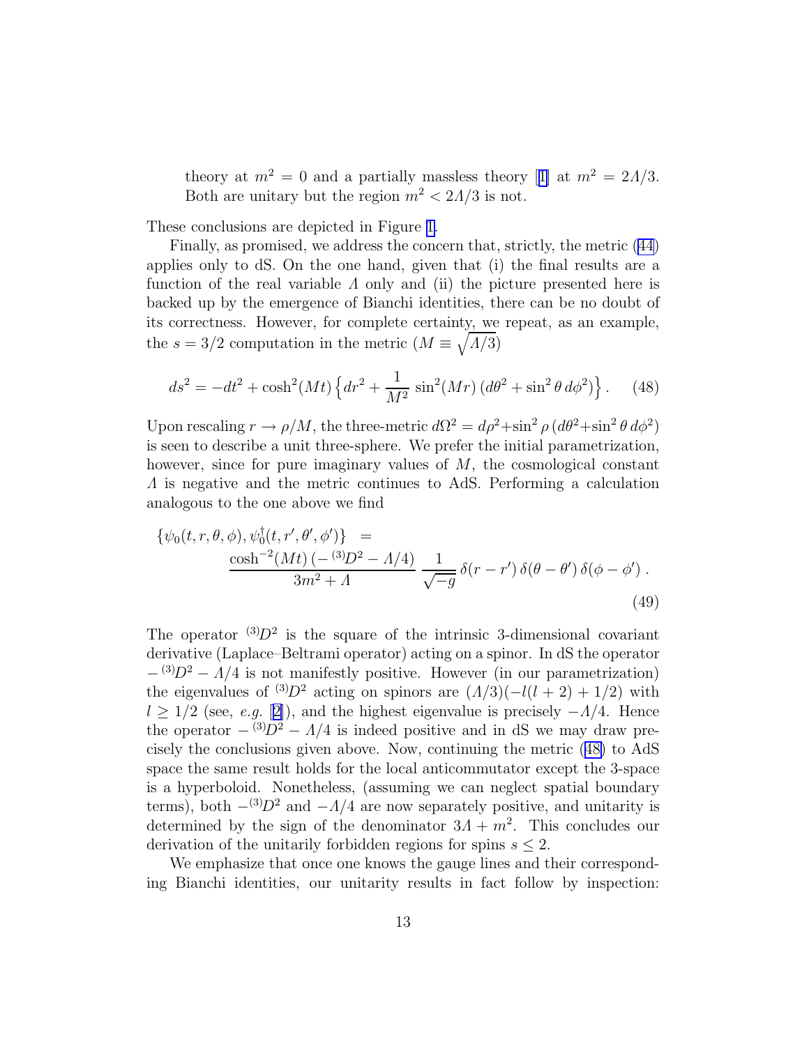theory at $m^2 = 0$ and a partially massless theory [1] at $m^2 = 2\Lambda/3$. Both are unitary but the region $m^2 < 2\Lambda/3$ is not.

These conclusions are depicted in Figure 1.

Finally, as promised, we address the concern that, strictly, the metric (44) applies only to dS. On the one hand, given that (i) the final results are a function of the real variable $\Lambda$ only and (ii) the picture presented here is backed up by the emergence of Bianchi identities, there can be no doubt of its correctness. However, for complete certainty, we repeat, as an example, the $s = 3/2$ computation in the metric ($M \equiv \sqrt{\Lambda/3}$)

$$ds^2 = -dt^2 + \cosh^2(Mt)\left\{dr^2 + \frac{1}{M^2}\,\sin^2(Mr)\,(d\theta^2 + \sin^2\theta\,d\phi^2)\right\}. \qquad (48)$$

Upon rescaling $r \to \rho/M$, the three-metric $d\Omega^2 = d\rho^2 + \sin^2\rho\,(d\theta^2 + \sin^2\theta\,d\phi^2)$ is seen to describe a unit three-sphere. We prefer the initial parametrization, however, since for pure imaginary values of $M$, the cosmological constant $\Lambda$ is negative and the metric continues to AdS. Performing a calculation analogous to the one above we find

$$\begin{aligned}\{\psi_0(t,r,\theta,\phi), \psi_0^\dagger(t,r',\theta',\phi')\} &= \\ &\frac{\cosh^{-2}(Mt)\,(-\,{}^{(3)}D^2 - \Lambda/4)}{3m^2 + \Lambda}\,\frac{1}{\sqrt{-g}}\,\delta(r - r')\,\delta(\theta - \theta')\,\delta(\phi - \phi')\,.\end{aligned} \qquad (49)$$

The operator ${}^{(3)}D^2$ is the square of the intrinsic 3-dimensional covariant derivative (Laplace–Beltrami operator) acting on a spinor. In dS the operator $-\,{}^{(3)}D^2 - \Lambda/4$ is not manifestly positive. However (in our parametrization) the eigenvalues of ${}^{(3)}D^2$ acting on spinors are $(\Lambda/3)(-l(l+2) + 1/2)$ with $l \geq 1/2$ (see, *e.g.* [2]), and the highest eigenvalue is precisely $-\Lambda/4$. Hence the operator $-\,{}^{(3)}D^2 - \Lambda/4$ is indeed positive and in dS we may draw precisely the conclusions given above. Now, continuing the metric (48) to AdS space the same result holds for the local anticommutator except the 3-space is a hyperboloid. Nonetheless, (assuming we can neglect spatial boundary terms), both $-{}^{(3)}D^2$ and $-\Lambda/4$ are now separately positive, and unitarity is determined by the sign of the denominator $3\Lambda + m^2$. This concludes our derivation of the unitarily forbidden regions for spins $s \leq 2$.

We emphasize that once one knows the gauge lines and their corresponding Bianchi identities, our unitarity results in fact follow by inspection: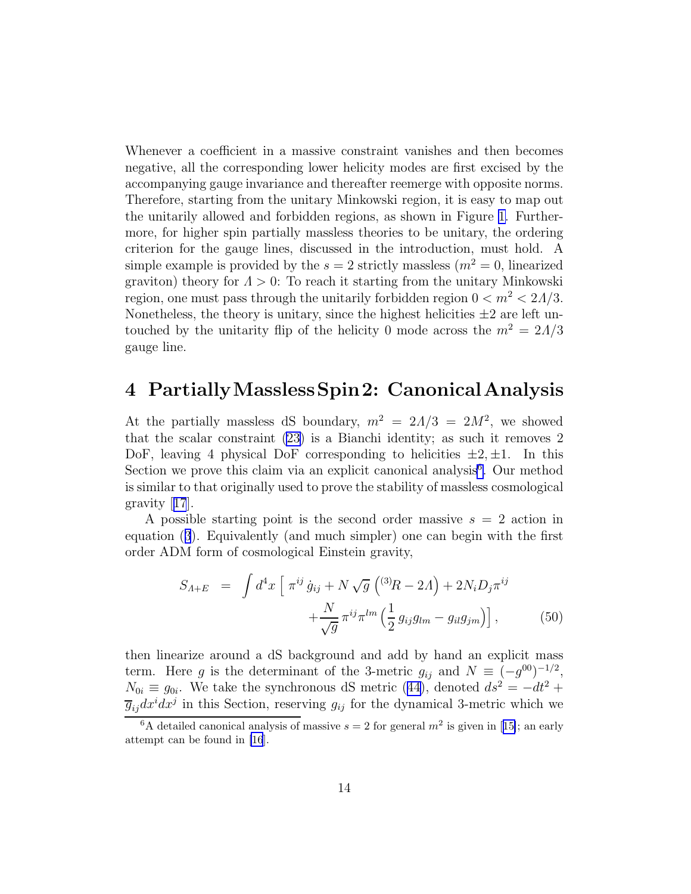Whenever a coefficient in a massive constraint vanishes and then becomes negative, all the corresponding lower helicity modes are first excised by the accompanying gauge invariance and thereafter reemerge with opposite norms. Therefore, starting from the unitary Minkowski region, it is easy to map out the unitarily allowed and forbidden regions, as shown in Figure 1. Furthermore, for higher spin partially massless theories to be unitary, the ordering criterion for the gauge lines, discussed in the introduction, must hold. A simple example is provided by the $s = 2$ strictly massless ($m^2 = 0$, linearized graviton) theory for $\Lambda > 0$: To reach it starting from the unitary Minkowski region, one must pass through the unitarily forbidden region $0 < m^2 < 2\Lambda/3$. Nonetheless, the theory is unitary, since the highest helicities $\pm 2$ are left untouched by the unitarity flip of the helicity 0 mode across the $m^2 = 2\Lambda/3$ gauge line.

# 4 Partially Massless Spin 2: Canonical Analysis

At the partially massless dS boundary, $m^2 = 2\Lambda/3 = 2M^2$, we showed that the scalar constraint (23) is a Bianchi identity; as such it removes 2 DoF, leaving 4 physical DoF corresponding to helicities $\pm 2, \pm 1$. In this Section we prove this claim via an explicit canonical analysis[6]. Our method is similar to that originally used to prove the stability of massless cosmological gravity [17].

A possible starting point is the second order massive $s = 2$ action in equation (3). Equivalently (and much simpler) one can begin with the first order ADM form of cosmological Einstein gravity,

$$S_{\Lambda+E} = \int d^4x \Big[ \pi^{ij} \dot{g}_{ij} + N \sqrt{g} \left( {}^{(3)}R - 2\Lambda \right) + 2N_i D_j \pi^{ij} + \frac{N}{\sqrt{g}} \pi^{ij} \pi^{lm} \Big( \frac{1}{2} g_{ij} g_{lm} - g_{il} g_{jm} \Big) \Big] , \tag{50}$$

then linearize around a dS background and add by hand an explicit mass term. Here $g$ is the determinant of the 3-metric $g_{ij}$ and $N \equiv (-g^{00})^{-1/2}$, $N_{0i} \equiv g_{0i}$. We take the synchronous dS metric (44), denoted $ds^2 = -dt^2 + \overline{g}_{ij} dx^i dx^j$ in this Section, reserving $g_{ij}$ for the dynamical 3-metric which we

[6] A detailed canonical analysis of massive $s = 2$ for general $m^2$ is given in [15]; an early attempt can be found in [16].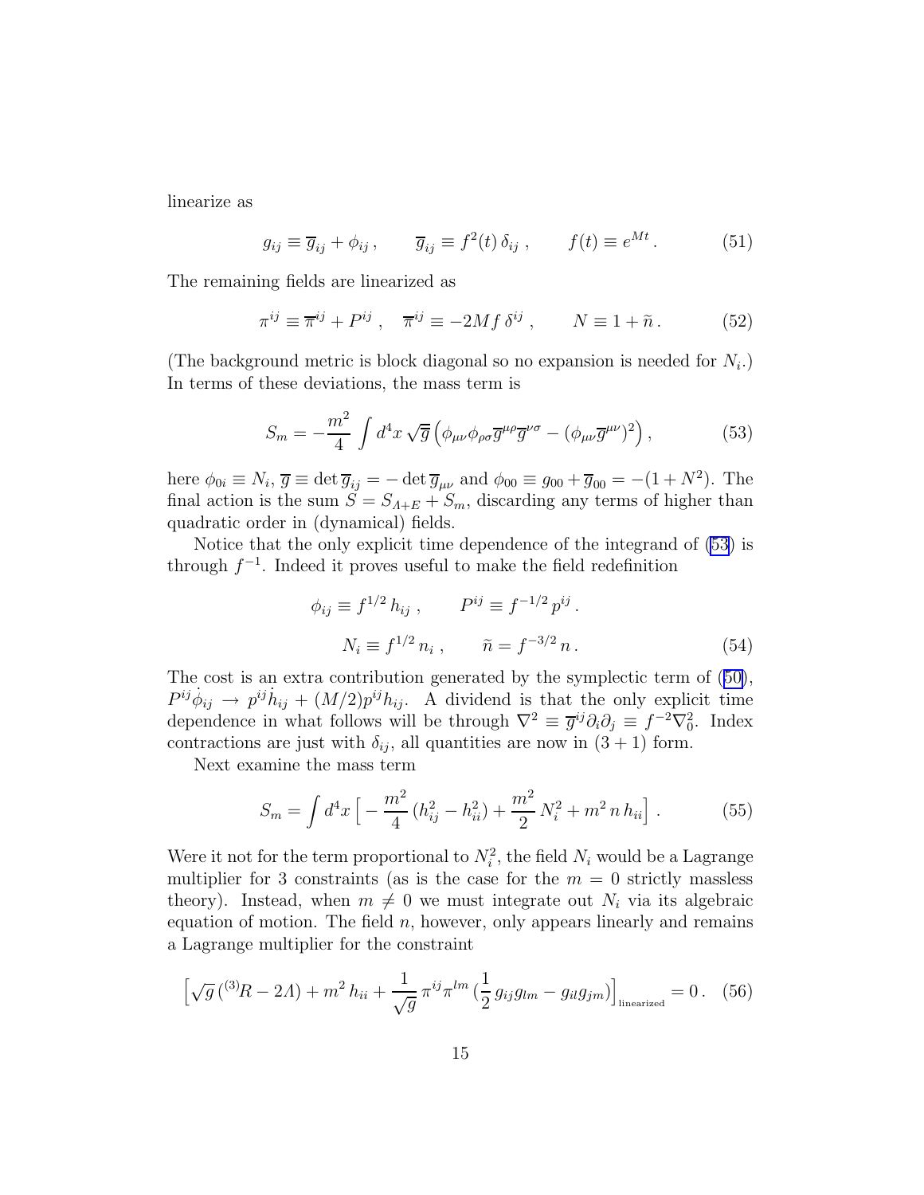linearize as

$$g_{ij} \equiv \overline{g}_{ij} + \phi_{ij}\,, \qquad \overline{g}_{ij} \equiv f^2(t)\,\delta_{ij}\,, \qquad f(t) \equiv e^{Mt}\,. \tag{51}$$

The remaining fields are linearized as

$$\pi^{ij} \equiv \overline{\pi}^{ij} + P^{ij}\,, \quad \overline{\pi}^{ij} \equiv -2Mf\,\delta^{ij}\,, \qquad N \equiv 1 + \tilde{n}\,. \tag{52}$$

(The background metric is block diagonal so no expansion is needed for $N_i$.) In terms of these deviations, the mass term is

$$S_m = -\frac{m^2}{4}\int d^4x\,\sqrt{\overline{g}}\,\Big(\phi_{\mu\nu}\phi_{\rho\sigma}\overline{g}^{\mu\rho}\overline{g}^{\nu\sigma} - (\phi_{\mu\nu}\overline{g}^{\mu\nu})^2\Big)\,, \tag{53}$$

here $\phi_{0i} \equiv N_i$, $\overline{g} \equiv \det \overline{g}_{ij} = -\det \overline{g}_{\mu\nu}$ and $\phi_{00} \equiv g_{00} + \overline{g}_{00} = -(1+N^2)$. The final action is the sum $S = S_{\Lambda+E} + S_m$, discarding any terms of higher than quadratic order in (dynamical) fields.

Notice that the only explicit time dependence of the integrand of (53) is through $f^{-1}$. Indeed it proves useful to make the field redefinition

$$\begin{aligned} \phi_{ij} \equiv f^{1/2}\,h_{ij}\,, \qquad P^{ij} \equiv f^{-1/2}\,p^{ij}\,. \\ N_i \equiv f^{1/2}\,n_i\,, \qquad \tilde{n} = f^{-3/2}\,n\,. \end{aligned} \tag{54}$$

The cost is an extra contribution generated by the symplectic term of (50), $P^{ij}\dot{\phi}_{ij} \to p^{ij}\dot{h}_{ij} + (M/2)p^{ij}h_{ij}$. A dividend is that the only explicit time dependence in what follows will be through $\nabla^2 \equiv \overline{g}^{ij}\partial_i\partial_j \equiv f^{-2}\nabla_0^2$. Index contractions are just with $\delta_{ij}$, all quantities are now in $(3+1)$ form.

Next examine the mass term

$$S_m = \int d^4x\,\Big[-\frac{m^2}{4}\,(h_{ij}^2 - h_{ii}^2) + \frac{m^2}{2}\,N_i^2 + m^2\,n\,h_{ii}\Big]\,. \tag{55}$$

Were it not for the term proportional to $N_i^2$, the field $N_i$ would be a Lagrange multiplier for 3 constraints (as is the case for the $m=0$ strictly massless theory). Instead, when $m \neq 0$ we must integrate out $N_i$ via its algebraic equation of motion. The field $n$, however, only appears linearly and remains a Lagrange multiplier for the constraint

$$\Big[\sqrt{g}\,({}^{(3)}R - 2\Lambda) + m^2\,h_{ii} + \frac{1}{\sqrt{g}}\,\pi^{ij}\pi^{lm}\,(\frac{1}{2}\,g_{ij}g_{lm} - g_{il}g_{jm})\Big]_{\text{linearized}} = 0\,. \tag{56}$$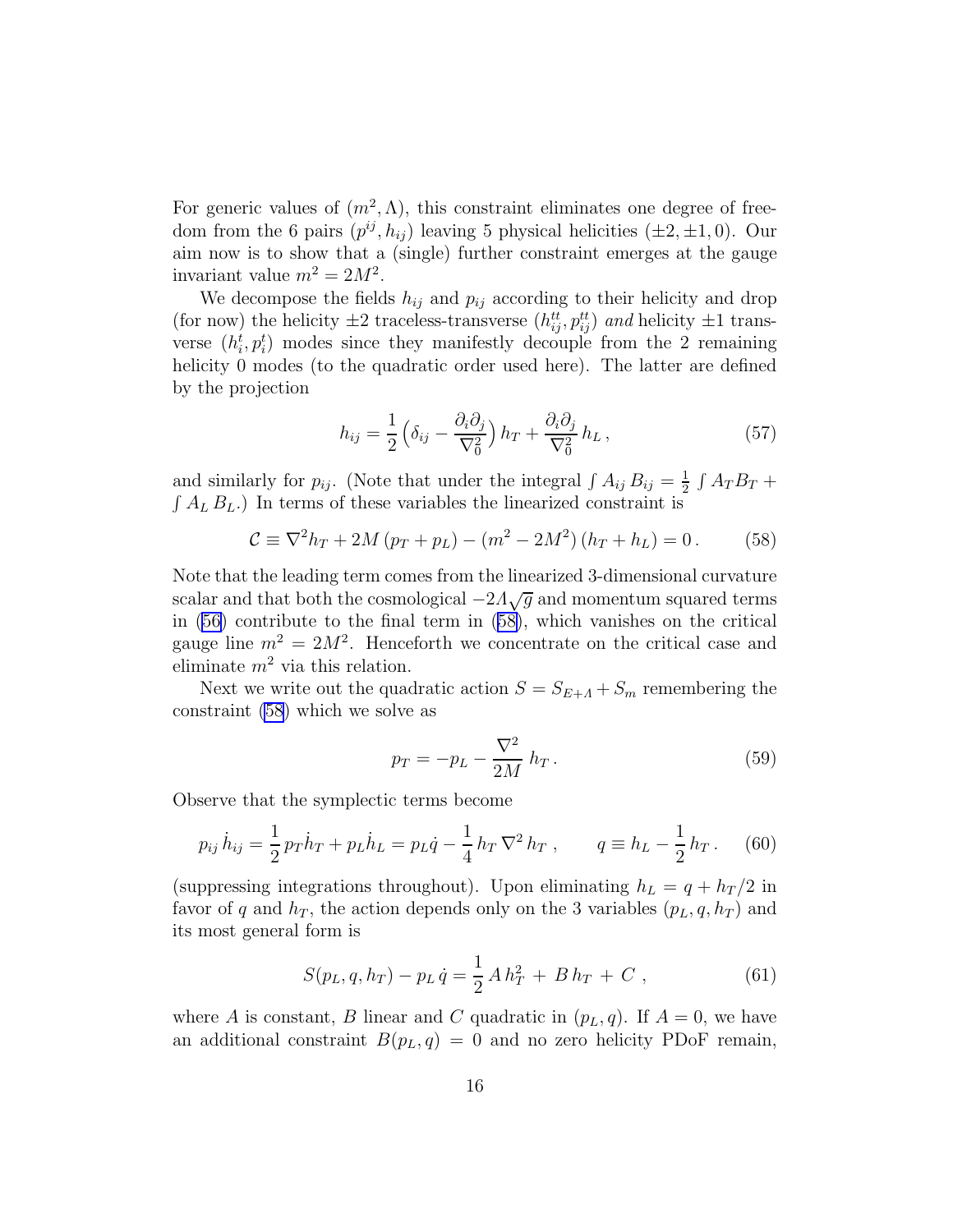For generic values of $(m^2, \Lambda)$, this constraint eliminates one degree of freedom from the 6 pairs $(p^{ij}, h_{ij})$ leaving 5 physical helicities $(\pm 2, \pm 1, 0)$. Our aim now is to show that a (single) further constraint emerges at the gauge invariant value $m^2 = 2M^2$.

We decompose the fields $h_{ij}$ and $p_{ij}$ according to their helicity and drop (for now) the helicity $\pm 2$ traceless-transverse $(h^{tt}_{ij}, p^{tt}_{ij})$ *and* helicity $\pm 1$ transverse $(h^t_i, p^t_i)$ modes since they manifestly decouple from the 2 remaining helicity 0 modes (to the quadratic order used here). The latter are defined by the projection

$$h_{ij} = \frac{1}{2}\Big(\delta_{ij} - \frac{\partial_i \partial_j}{\nabla_0^2}\Big)\, h_T + \frac{\partial_i \partial_j}{\nabla_0^2}\, h_L\,, \tag{57}$$

and similarly for $p_{ij}$. (Note that under the integral $\int A_{ij}\, B_{ij} = \frac{1}{2}\int A_T B_T + \int A_L\, B_L$.) In terms of these variables the linearized constraint is

$$\mathcal{C} \equiv \nabla^2 h_T + 2M\,(p_T + p_L) - (m^2 - 2M^2)\,(h_T + h_L) = 0\,. \tag{58}$$

Note that the leading term comes from the linearized 3-dimensional curvature scalar and that both the cosmological $-2\Lambda\sqrt{g}$ and momentum squared terms in (56) contribute to the final term in (58), which vanishes on the critical gauge line $m^2 = 2M^2$. Henceforth we concentrate on the critical case and eliminate $m^2$ via this relation.

Next we write out the quadratic action $S = S_{E+\Lambda} + S_m$ remembering the constraint (58) which we solve as

$$p_T = -p_L - \frac{\nabla^2}{2M}\, h_T\,. \tag{59}$$

Observe that the symplectic terms become

$$p_{ij}\,\dot{h}_{ij} = \frac{1}{2}\, p_T \dot{h}_T + p_L \dot{h}_L = p_L \dot{q} - \frac{1}{4}\, h_T\, \nabla^2\, h_T\,, \qquad q \equiv h_L - \frac{1}{2}\, h_T\,. \tag{60}$$

(suppressing integrations throughout). Upon eliminating $h_L = q + h_T/2$ in favor of $q$ and $h_T$, the action depends only on the 3 variables $(p_L, q, h_T)$ and its most general form is

$$S(p_L, q, h_T) - p_L\, \dot{q} = \frac{1}{2}\, A\, h_T^2 \,+\, B\, h_T \,+\, C\,, \tag{61}$$

where $A$ is constant, $B$ linear and $C$ quadratic in $(p_L, q)$. If $A = 0$, we have an additional constraint $B(p_L, q) = 0$ and no zero helicity PDoF remain,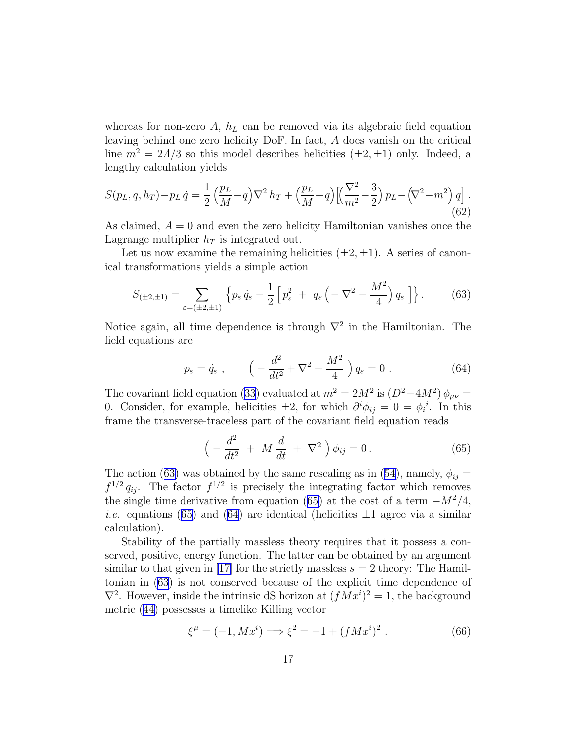whereas for non-zero $A$, $h_L$ can be removed via its algebraic field equation leaving behind one zero helicity DoF. In fact, $A$ does vanish on the critical line $m^2 = 2\Lambda/3$ so this model describes helicities $(\pm 2, \pm 1)$ only. Indeed, a lengthy calculation yields

$$S(p_L, q, h_T) - p_L\,\dot{q} = \frac{1}{2}\Big(\frac{p_L}{M} - q\Big)\nabla^2 h_T + \Big(\frac{p_L}{M} - q\Big)\Big[\Big(\frac{\nabla^2}{m^2} - \frac{3}{2}\Big)p_L - \Big(\nabla^2 - m^2\Big)q\Big]\,. \tag{62}$$

As claimed, $A = 0$ and even the zero helicity Hamiltonian vanishes once the Lagrange multiplier $h_T$ is integrated out.

Let us now examine the remaining helicities $(\pm 2, \pm 1)$. A series of canonical transformations yields a simple action

$$S_{(\pm 2, \pm 1)} = \sum_{\varepsilon = (\pm 2, \pm 1)} \Big\{ p_\varepsilon\,\dot{q}_\varepsilon - \frac{1}{2}\Big[\,p_\varepsilon^2 \;+\; q_\varepsilon\Big(-\nabla^2 - \frac{M^2}{4}\Big)q_\varepsilon\,\Big]\Big\}\,. \tag{63}$$

Notice again, all time dependence is through $\nabla^2$ in the Hamiltonian. The field equations are

$$p_\varepsilon = \dot{q}_\varepsilon\;, \qquad \Big(-\frac{d^2}{dt^2} + \nabla^2 - \frac{M^2}{4}\Big)\,q_\varepsilon = 0\;. \tag{64}$$

The covariant field equation (33) evaluated at $m^2 = 2M^2$ is $(D^2 - 4M^2)\,\phi_{\mu\nu} = 0$. Consider, for example, helicities $\pm 2$, for which $\partial^i \phi_{ij} = 0 = \phi_i{}^i$. In this frame the transverse-traceless part of the covariant field equation reads

$$\Big(-\frac{d^2}{dt^2} \;+\; M\,\frac{d}{dt} \;+\; \nabla^2\Big)\,\phi_{ij} = 0\,. \tag{65}$$

The action (63) was obtained by the same rescaling as in (54), namely, $\phi_{ij} = f^{1/2}\,q_{ij}$. The factor $f^{1/2}$ is precisely the integrating factor which removes the single time derivative from equation (65) at the cost of a term $-M^2/4$, *i.e.* equations (65) and (64) are identical (helicities $\pm 1$ agree via a similar calculation).

Stability of the partially massless theory requires that it possess a conserved, positive, energy function. The latter can be obtained by an argument similar to that given in [17] for the strictly massless $s = 2$ theory: The Hamiltonian in (63) is not conserved because of the explicit time dependence of $\nabla^2$. However, inside the intrinsic dS horizon at $(fMx^i)^2 = 1$, the background metric (44) possesses a timelike Killing vector

$$\xi^\mu = (-1, Mx^i) \Longrightarrow \xi^2 = -1 + (fMx^i)^2\;. \tag{66}$$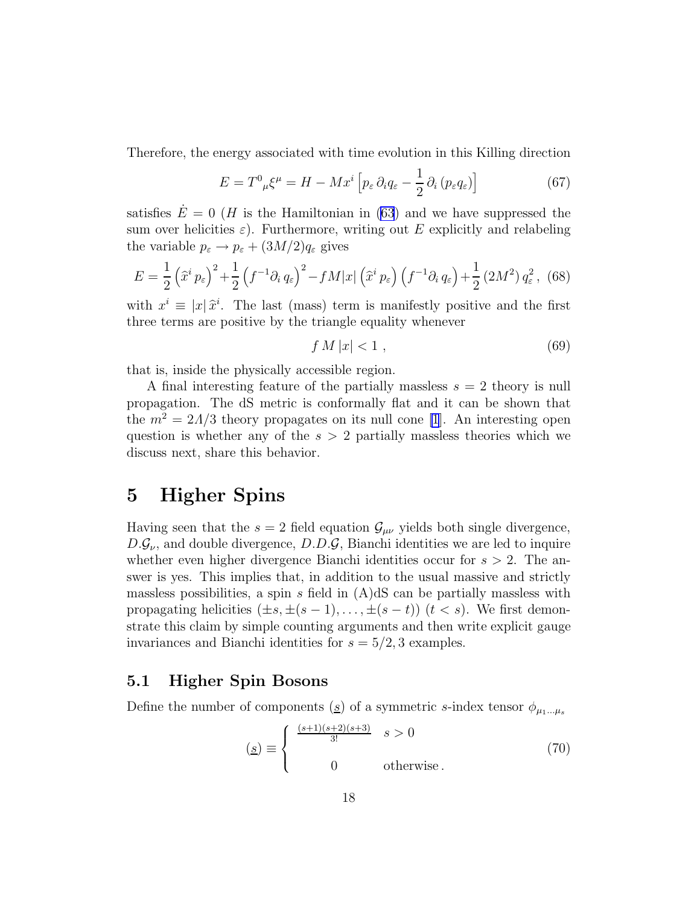Therefore, the energy associated with time evolution in this Killing direction

$$E = T^0{}_\mu \xi^\mu = H - M x^i \left[ p_\varepsilon \, \partial_i q_\varepsilon - \frac{1}{2} \, \partial_i \left( p_\varepsilon q_\varepsilon \right) \right] \tag{67}$$

satisfies $\dot{E} = 0$ ($H$ is the Hamiltonian in (63) and we have suppressed the sum over helicities $\varepsilon$). Furthermore, writing out $E$ explicitly and relabeling the variable $p_\varepsilon \to p_\varepsilon + (3M/2) q_\varepsilon$ gives

$$E = \frac{1}{2} \left( \widehat{x}^i \, p_\varepsilon \right)^2 + \frac{1}{2} \left( f^{-1} \partial_i \, q_\varepsilon \right)^2 - f M |x| \left( \widehat{x}^i \, p_\varepsilon \right) \left( f^{-1} \partial_i \, q_\varepsilon \right) + \frac{1}{2} \left( 2M^2 \right) q_\varepsilon^2 \,, \tag{68}$$

with $x^i \equiv |x| \, \widehat{x}^i$. The last (mass) term is manifestly positive and the first three terms are positive by the triangle equality whenever

$$f \, M \, |x| < 1 \,, \tag{69}$$

that is, inside the physically accessible region.

A final interesting feature of the partially massless $s = 2$ theory is null propagation. The dS metric is conformally flat and it can be shown that the $m^2 = 2\Lambda/3$ theory propagates on its null cone [1]. An interesting open question is whether any of the $s > 2$ partially massless theories which we discuss next, share this behavior.

# 5 Higher Spins

Having seen that the $s = 2$ field equation $\mathcal{G}_{\mu\nu}$ yields both single divergence, $D.\mathcal{G}_\nu$, and double divergence, $D.D.\mathcal{G}$, Bianchi identities we are led to inquire whether even higher divergence Bianchi identities occur for $s > 2$. The answer is yes. This implies that, in addition to the usual massive and strictly massless possibilities, a spin $s$ field in (A)dS can be partially massless with propagating helicities $(\pm s, \pm(s-1), \ldots, \pm(s-t))$ $(t < s)$. We first demonstrate this claim by simple counting arguments and then write explicit gauge invariances and Bianchi identities for $s = 5/2, 3$ examples.

## 5.1 Higher Spin Bosons

Define the number of components $(\underline{s})$ of a symmetric $s$-index tensor $\phi_{\mu_1 \ldots \mu_s}$

$$(\underline{s}) \equiv \begin{cases} \frac{(s+1)(s+2)(s+3)}{3!} & s > 0 \\ \\ 0 & \text{otherwise} \,. \end{cases} \tag{70}$$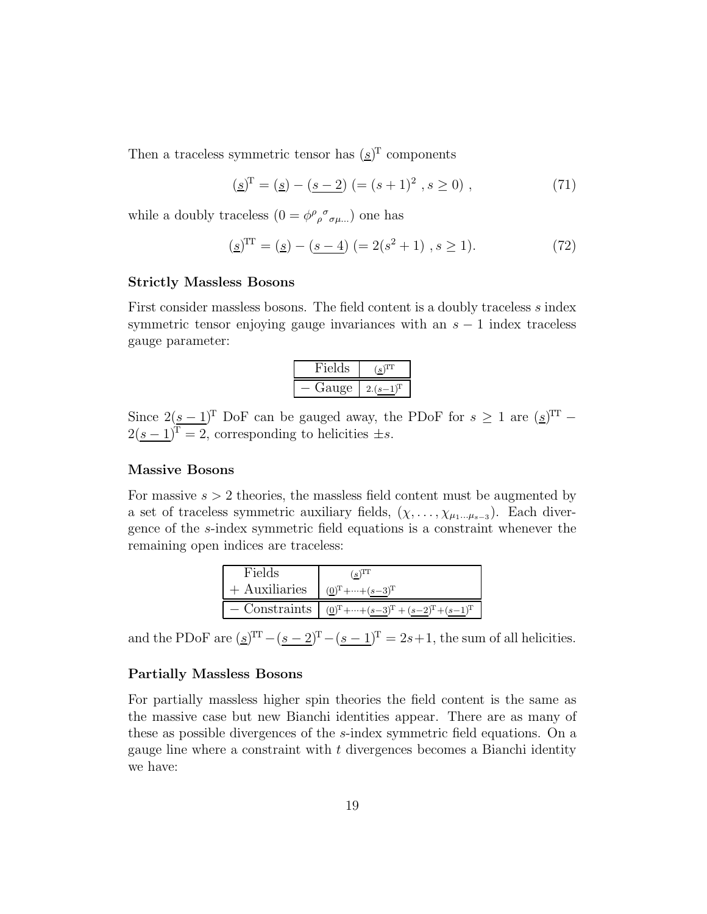Then a traceless symmetric tensor has $(\underline{s})^{\rm T}$ components

$$(\underline{s})^{\rm T} = (\underline{s}) - (\underline{s-2}) \; (= (s+1)^2 \; , s \geq 0) \; , \tag{71}$$

while a doubly traceless $(0 = \phi^{\rho}{}_{\rho}{}^{\sigma}{}_{\sigma\mu\ldots})$ one has

$$(\underline{s})^{\rm TT} = (\underline{s}) - (\underline{s-4}) \; (= 2(s^2+1) \; , s \geq 1). \tag{72}$$

**Strictly Massless Bosons**

First consider massless bosons. The field content is a doubly traceless $s$ index symmetric tensor enjoying gauge invariances with an $s-1$ index traceless gauge parameter:

| Fields | $(\underline{s})^{\rm TT}$ |
|---|---|
| $-$ Gauge | $2.(\underline{s-1})^{\rm T}$ |

Since $2(\underline{s-1})^{\rm T}$ DoF can be gauged away, the PDoF for $s \geq 1$ are $(\underline{s})^{\rm TT} - 2(\underline{s-1})^{\rm T} = 2$, corresponding to helicities $\pm s$.

**Massive Bosons**

For massive $s > 2$ theories, the massless field content must be augmented by a set of traceless symmetric auxiliary fields, $(\chi, \ldots, \chi_{\mu_1 \ldots \mu_{s-3}})$. Each divergence of the $s$-index symmetric field equations is a constraint whenever the remaining open indices are traceless:

| Fields | $(\underline{s})^{\rm TT}$ |
|---|---|
| + Auxiliaries | $(\underline{0})^{\rm T} + \cdots + (\underline{s-3})^{\rm T}$ |
| $-$ Constraints | $(\underline{0})^{\rm T} + \cdots + (\underline{s-3})^{\rm T} + (\underline{s-2})^{\rm T} + (\underline{s-1})^{\rm T}$ |

and the PDoF are $(\underline{s})^{\rm TT} - (\underline{s-2})^{\rm T} - (\underline{s-1})^{\rm T} = 2s+1$, the sum of all helicities.

**Partially Massless Bosons**

For partially massless higher spin theories the field content is the same as the massive case but new Bianchi identities appear. There are as many of these as possible divergences of the $s$-index symmetric field equations. On a gauge line where a constraint with $t$ divergences becomes a Bianchi identity we have: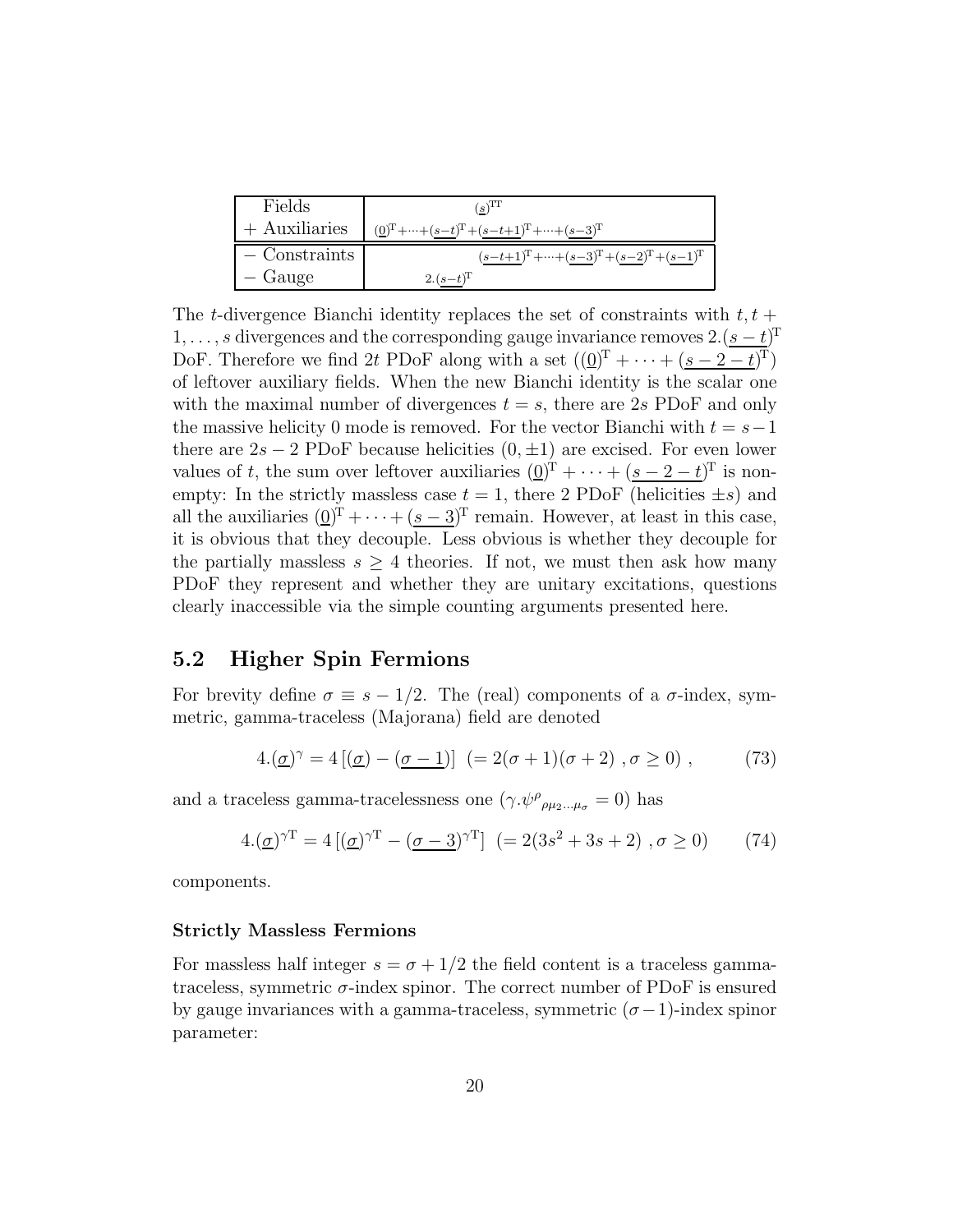| Fields | $(\underline{s})^{\rm TT}$ |
|---|---|
| + Auxiliaries | $(\underline{0})^{\rm T}+\cdots+(\underline{s-t})^{\rm T}+(\underline{s-t+1})^{\rm T}+\cdots+(\underline{s-3})^{\rm T}$ |
| − Constraints | $(\underline{s-t+1})^{\rm T}+\cdots+(\underline{s-3})^{\rm T}+(\underline{s-2})^{\rm T}+(\underline{s-1})^{\rm T}$ |
| − Gauge | $2.(\underline{s-t})^{\rm T}$ |

The $t$-divergence Bianchi identity replaces the set of constraints with $t, t+1, \ldots, s$ divergences and the corresponding gauge invariance removes $2.(\underline{s-t})^{\rm T}$ DoF. Therefore we find $2t$ PDoF along with a set $((\underline{0})^{\rm T} + \cdots + (\underline{s-2-t})^{\rm T})$ of leftover auxiliary fields. When the new Bianchi identity is the scalar one with the maximal number of divergences $t = s$, there are $2s$ PDoF and only the massive helicity 0 mode is removed. For the vector Bianchi with $t = s-1$ there are $2s-2$ PDoF because helicities $(0, \pm 1)$ are excised. For even lower values of $t$, the sum over leftover auxiliaries $(\underline{0})^{\rm T} + \cdots + (\underline{s-2-t})^{\rm T}$ is non-empty: In the strictly massless case $t = 1$, there 2 PDoF (helicities $\pm s$) and all the auxiliaries $(\underline{0})^{\rm T} + \cdots + (\underline{s-3})^{\rm T}$ remain. However, at least in this case, it is obvious that they decouple. Less obvious is whether they decouple for the partially massless $s \geq 4$ theories. If not, we must then ask how many PDoF they represent and whether they are unitary excitations, questions clearly inaccessible via the simple counting arguments presented here.

## 5.2 Higher Spin Fermions

For brevity define $\sigma \equiv s - 1/2$. The (real) components of a $\sigma$-index, symmetric, gamma-traceless (Majorana) field are denoted

$$4.(\underline{\sigma})^{\gamma} = 4\left[(\underline{\sigma}) - (\underline{\sigma-1})\right] \ \ (= 2(\sigma+1)(\sigma+2) \ , \sigma \geq 0) \ , \tag{73}$$

and a traceless gamma-tracelessness one ($\gamma.\psi^{\rho}{}_{\rho\mu_2\ldots\mu_\sigma} = 0$) has

$$4.(\underline{\sigma})^{\gamma{\rm T}} = 4\left[(\underline{\sigma})^{\gamma{\rm T}} - (\underline{\sigma-3})^{\gamma{\rm T}}\right] \ \ (= 2(3s^2+3s+2) \ , \sigma \geq 0) \tag{74}$$

components.

#### Strictly Massless Fermions

For massless half integer $s = \sigma + 1/2$ the field content is a traceless gamma-traceless, symmetric $\sigma$-index spinor. The correct number of PDoF is ensured by gauge invariances with a gamma-traceless, symmetric $(\sigma-1)$-index spinor parameter: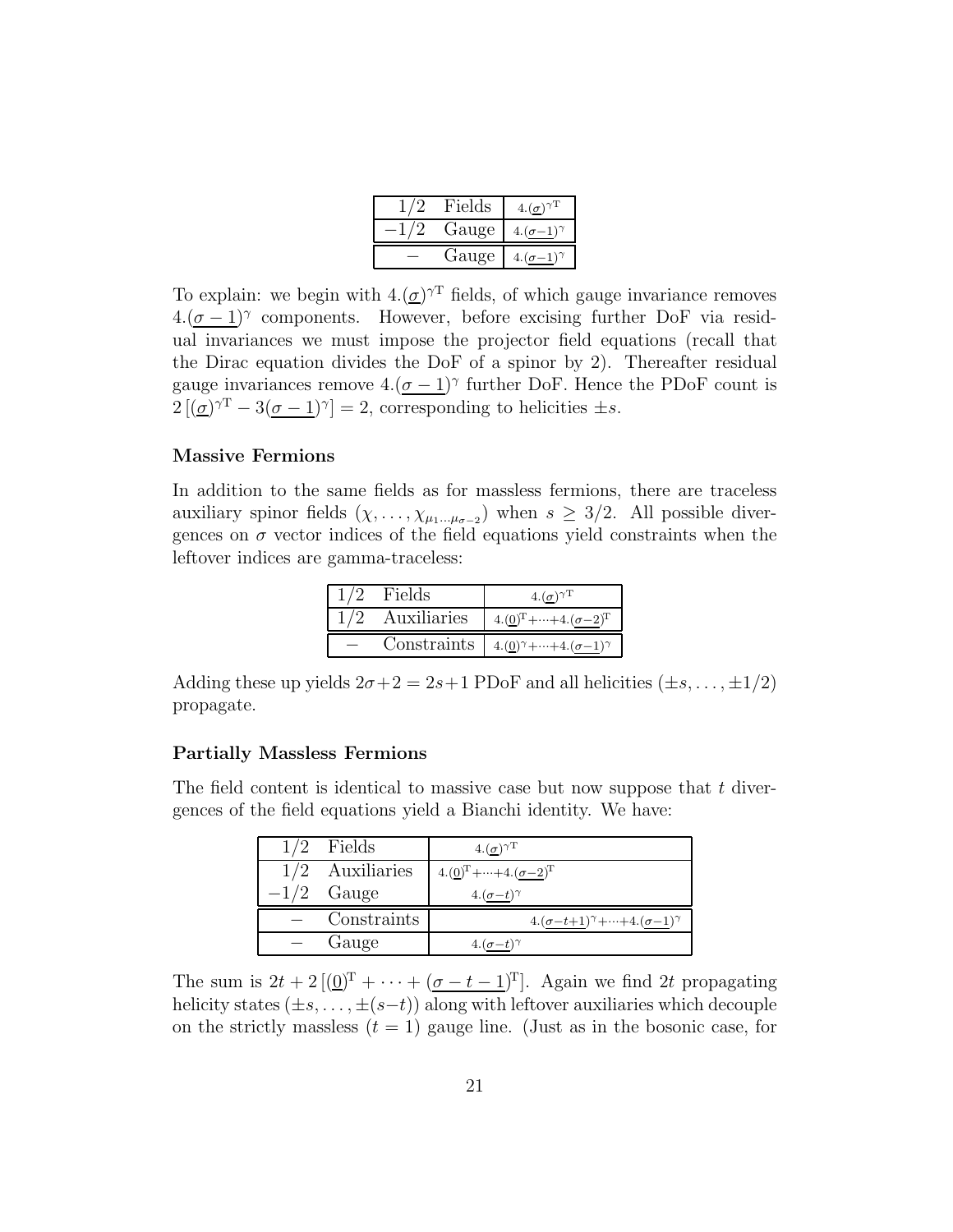| $1/2$ | Fields | $4.(\underline{\sigma})^{\gamma\mathrm{T}}$ |
|---|---|---|
| $-1/2$ | Gauge | $4.(\underline{\sigma-1})^{\gamma}$ |
| $-$ | Gauge | $4.(\underline{\sigma-1})^{\gamma}$ |

To explain: we begin with $4.(\underline{\sigma})^{\gamma\mathrm{T}}$ fields, of which gauge invariance removes $4.(\underline{\sigma-1})^{\gamma}$ components. However, before excising further DoF via residual invariances we must impose the projector field equations (recall that the Dirac equation divides the DoF of a spinor by 2). Thereafter residual gauge invariances remove $4.(\underline{\sigma-1})^{\gamma}$ further DoF. Hence the PDoF count is $2\,[(\underline{\sigma})^{\gamma\mathrm{T}} - 3(\underline{\sigma-1})^{\gamma}] = 2$, corresponding to helicities $\pm s$.

**Massive Fermions**

In addition to the same fields as for massless fermions, there are traceless auxiliary spinor fields $(\chi, \ldots, \chi_{\mu_1\ldots\mu_{\sigma-2}})$ when $s \geq 3/2$. All possible divergences on $\sigma$ vector indices of the field equations yield constraints when the leftover indices are gamma-traceless:

| $1/2$ | Fields | $4.(\underline{\sigma})^{\gamma\mathrm{T}}$ |
|---|---|---|
| $1/2$ | Auxiliaries | $4.(\underline{0})^{\mathrm{T}}+\cdots+4.(\underline{\sigma-2})^{\mathrm{T}}$ |
| $-$ | Constraints | $4.(\underline{0})^{\gamma}+\cdots+4.(\underline{\sigma-1})^{\gamma}$ |

Adding these up yields $2\sigma+2 = 2s+1$ PDoF and all helicities $(\pm s, \ldots, \pm 1/2)$ propagate.

**Partially Massless Fermions**

The field content is identical to massive case but now suppose that $t$ divergences of the field equations yield a Bianchi identity. We have:

| $1/2$ | Fields | $4.(\underline{\sigma})^{\gamma\mathrm{T}}$ |
|---|---|---|
| $1/2$ | Auxiliaries | $4.(\underline{0})^{\mathrm{T}}+\cdots+4.(\underline{\sigma-2})^{\mathrm{T}}$ |
| $-1/2$ | Gauge | $4.(\underline{\sigma-t})^{\gamma}$ |
| $-$ | Constraints | $4.(\underline{\sigma-t+1})^{\gamma}+\cdots+4.(\underline{\sigma-1})^{\gamma}$ |
| $-$ | Gauge | $4.(\underline{\sigma-t})^{\gamma}$ |

The sum is $2t + 2\,[(\underline{0})^{\mathrm{T}} + \cdots + (\underline{\sigma-t-1})^{\mathrm{T}}]$. Again we find $2t$ propagating helicity states $(\pm s, \ldots, \pm(s-t))$ along with leftover auxiliaries which decouple on the strictly massless $(t = 1)$ gauge line. (Just as in the bosonic case, for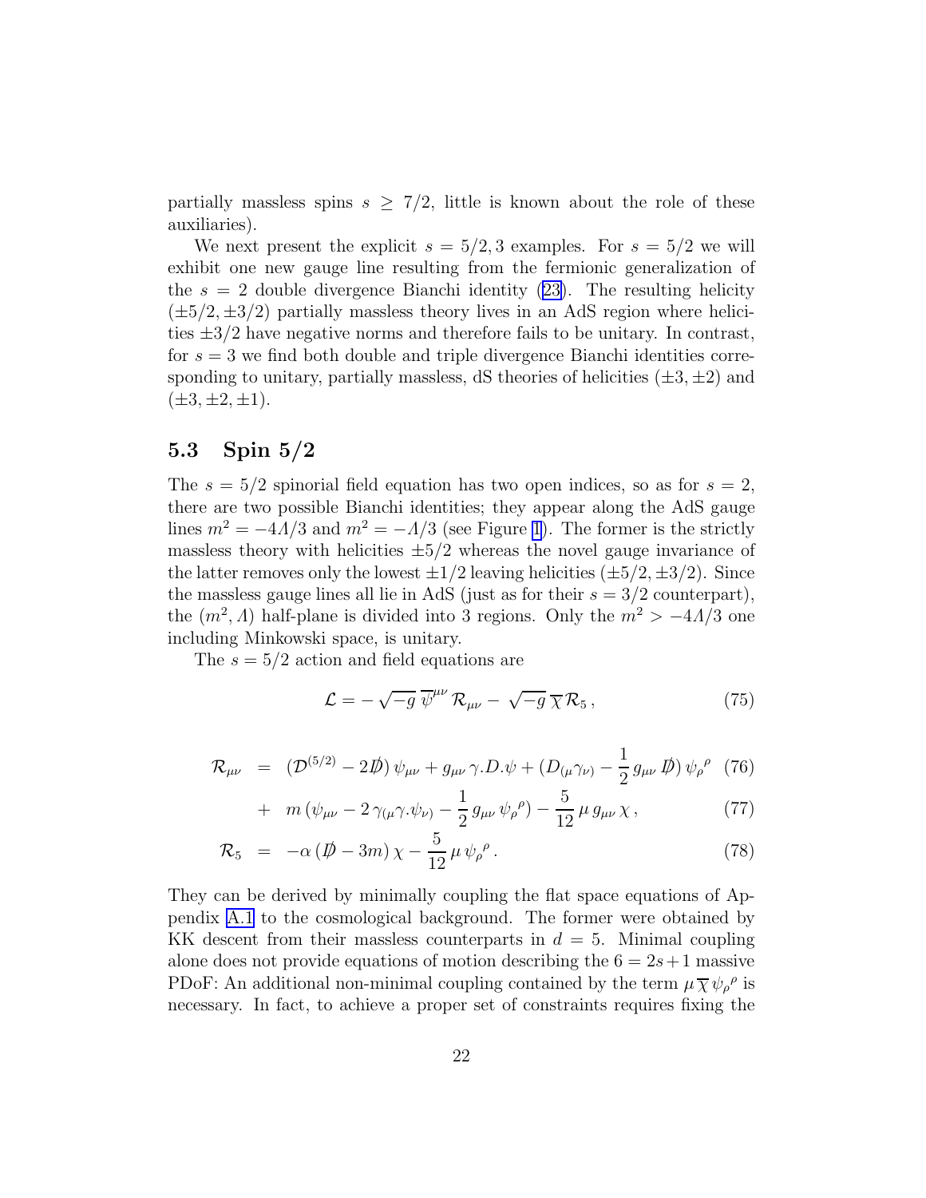partially massless spins $s \geq 7/2$, little is known about the role of these auxiliaries).

We next present the explicit $s = 5/2, 3$ examples. For $s = 5/2$ we will exhibit one new gauge line resulting from the fermionic generalization of the $s = 2$ double divergence Bianchi identity (23). The resulting helicity $(\pm 5/2, \pm 3/2)$ partially massless theory lives in an AdS region where helicities $\pm 3/2$ have negative norms and therefore fails to be unitary. In contrast, for $s = 3$ we find both double and triple divergence Bianchi identities corresponding to unitary, partially massless, dS theories of helicities $(\pm 3, \pm 2)$ and $(\pm 3, \pm 2, \pm 1)$.

### 5.3 Spin 5/2

The $s = 5/2$ spinorial field equation has two open indices, so as for $s = 2$, there are two possible Bianchi identities; they appear along the AdS gauge lines $m^2 = -4\Lambda/3$ and $m^2 = -\Lambda/3$ (see Figure 1). The former is the strictly massless theory with helicities $\pm 5/2$ whereas the novel gauge invariance of the latter removes only the lowest $\pm 1/2$ leaving helicities $(\pm 5/2, \pm 3/2)$. Since the massless gauge lines all lie in AdS (just as for their $s = 3/2$ counterpart), the $(m^2, \Lambda)$ half-plane is divided into 3 regions. Only the $m^2 > -4\Lambda/3$ one including Minkowski space, is unitary.

The $s = 5/2$ action and field equations are

$$\mathcal{L} = -\sqrt{-g}\,\overline{\psi}^{\mu\nu}\,\mathcal{R}_{\mu\nu} - \sqrt{-g}\,\overline{\chi}\,\mathcal{R}_5\,, \tag{75}$$

$$\begin{aligned}
\mathcal{R}_{\mu\nu} &= (\mathcal{D}^{(5/2)} - 2\not{D})\,\psi_{\mu\nu} + g_{\mu\nu}\,\gamma.D.\psi + (D_{(\mu}\gamma_{\nu)} - \frac{1}{2}\,g_{\mu\nu}\,\not{D})\,\psi_\rho{}^\rho && (76)\\
&+ m\,(\psi_{\mu\nu} - 2\,\gamma_{(\mu}\gamma.\psi_{\nu)} - \frac{1}{2}\,g_{\mu\nu}\,\psi_\rho{}^\rho) - \frac{5}{12}\,\mu\,g_{\mu\nu}\,\chi\,, && (77)\\
\mathcal{R}_5 &= -\alpha\,(\not{D} - 3m)\,\chi - \frac{5}{12}\,\mu\,\psi_\rho{}^\rho\,. && (78)
\end{aligned}$$

They can be derived by minimally coupling the flat space equations of Appendix A.1 to the cosmological background. The former were obtained by KK descent from their massless counterparts in $d = 5$. Minimal coupling alone does not provide equations of motion describing the $6 = 2s + 1$ massive PDoF: An additional non-minimal coupling contained by the term $\mu\,\overline{\chi}\,\psi_\rho{}^\rho$ is necessary. In fact, to achieve a proper set of constraints requires fixing the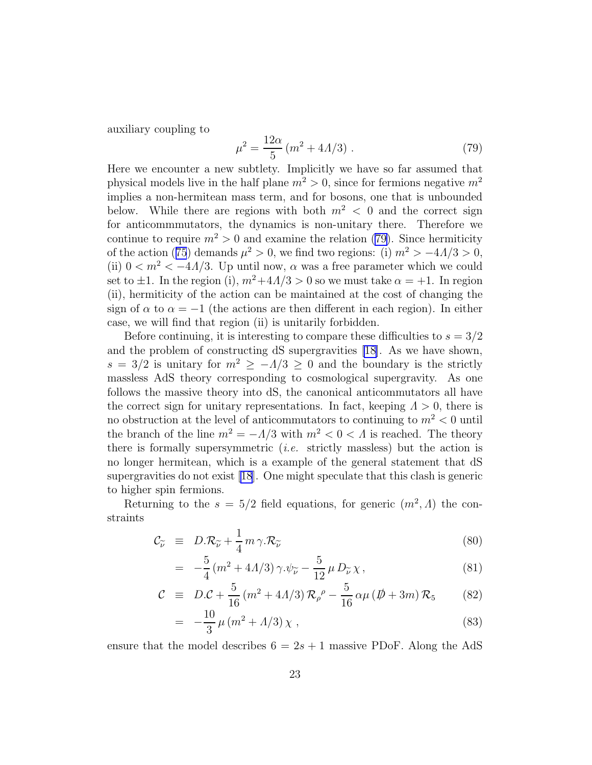auxiliary coupling to

$$\mu^2 = \frac{12\alpha}{5}\,(m^2 + 4\Lambda/3)\,. \tag{79}$$

Here we encounter a new subtlety. Implicitly we have so far assumed that physical models live in the half plane $m^2 > 0$, since for fermions negative $m^2$ implies a non-hermitean mass term, and for bosons, one that is unbounded below. While there are regions with both $m^2 < 0$ and the correct sign for anticommmutators, the dynamics is non-unitary there. Therefore we continue to require $m^2 > 0$ and examine the relation (79). Since hermiticity of the action (75) demands $\mu^2 > 0$, we find two regions: (i) $m^2 > -4\Lambda/3 > 0$, (ii) $0 < m^2 < -4\Lambda/3$. Up until now, $\alpha$ was a free parameter which we could set to $\pm 1$. In the region (i), $m^2 + 4\Lambda/3 > 0$ so we must take $\alpha = +1$. In region (ii), hermiticity of the action can be maintained at the cost of changing the sign of $\alpha$ to $\alpha = -1$ (the actions are then different in each region). In either case, we will find that region (ii) is unitarily forbidden.

Before continuing, it is interesting to compare these difficulties to $s = 3/2$ and the problem of constructing dS supergravities [18]. As we have shown, $s = 3/2$ is unitary for $m^2 \geq -\Lambda/3 \geq 0$ and the boundary is the strictly massless AdS theory corresponding to cosmological supergravity. As one follows the massive theory into dS, the canonical anticommutators all have the correct sign for unitary representations. In fact, keeping $\Lambda > 0$, there is no obstruction at the level of anticommutators to continuing to $m^2 < 0$ until the branch of the line $m^2 = -\Lambda/3$ with $m^2 < 0 < \Lambda$ is reached. The theory there is formally supersymmetric (*i.e.* strictly massless) but the action is no longer hermitean, which is a example of the general statement that dS supergravities do not exist [18]. One might speculate that this clash is generic to higher spin fermions.

Returning to the $s = 5/2$ field equations, for generic $(m^2, \Lambda)$ the constraints

$$\begin{aligned}
\mathcal{C}_{\widetilde{\nu}} &\equiv D.\mathcal{R}_{\widetilde{\nu}} + \frac{1}{4}\,m\,\gamma.\mathcal{R}_{\widetilde{\nu}} &(80)\\
&= -\frac{5}{4}\,(m^2 + 4\Lambda/3)\,\gamma.\psi_{\widetilde{\nu}} - \frac{5}{12}\,\mu\,D_{\widetilde{\nu}}\,\chi\,, &(81)\\
\mathcal{C} &\equiv D.\mathcal{C} + \frac{5}{16}\,(m^2 + 4\Lambda/3)\,\mathcal{R}_\rho{}^\rho - \frac{5}{16}\,\alpha\mu\,(\not{D} + 3m)\,\mathcal{R}_5 &(82)\\
&= -\frac{10}{3}\,\mu\,(m^2 + \Lambda/3)\,\chi\,, &(83)
\end{aligned}$$

ensure that the model describes $6 = 2s + 1$ massive PDoF. Along the AdS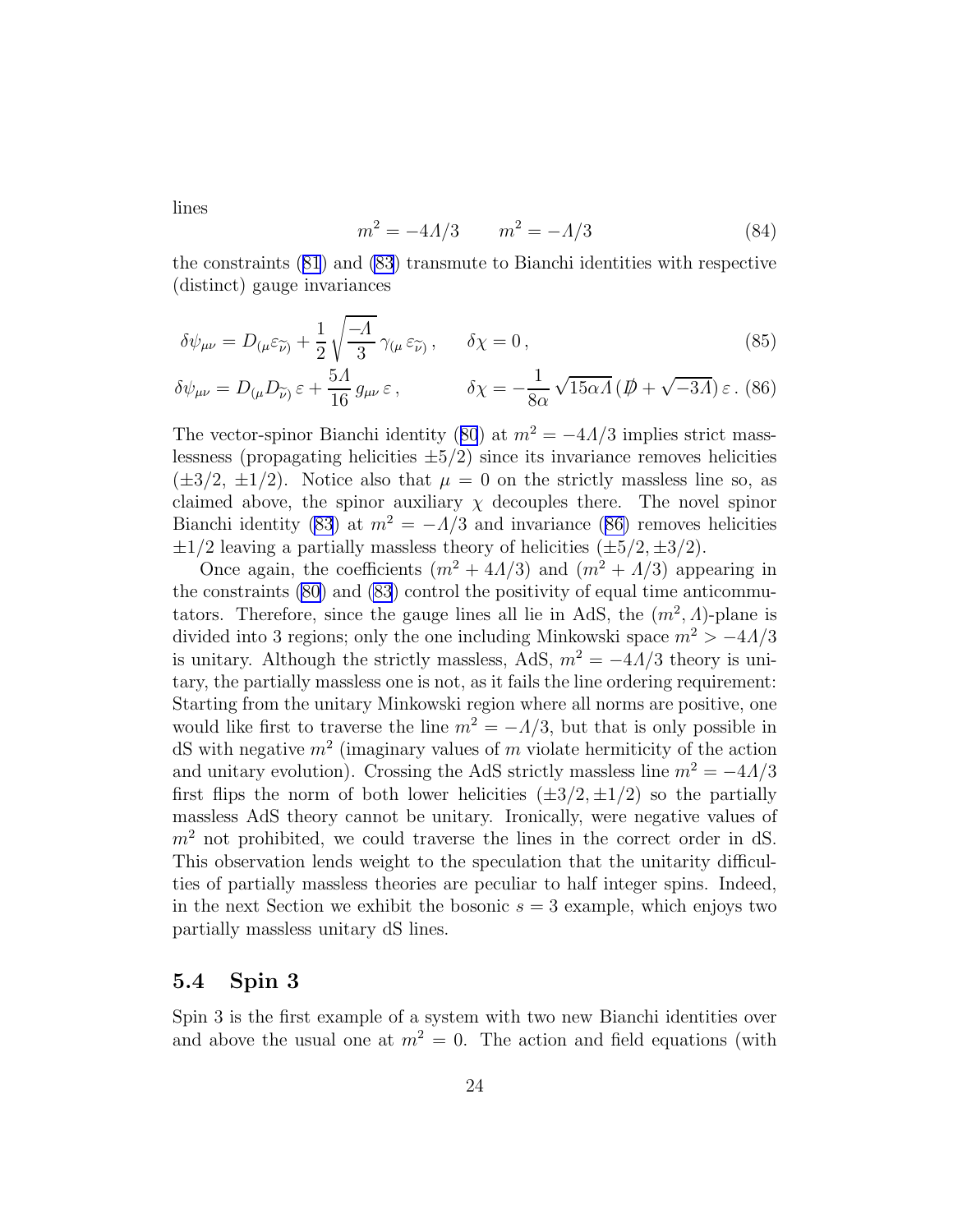lines

$$m^2 = -4\Lambda/3 \qquad m^2 = -\Lambda/3 \tag{84}$$

the constraints (81) and (83) transmute to Bianchi identities with respective (distinct) gauge invariances

$$\delta\psi_{\mu\nu} = D_{(\mu}\varepsilon_{\widetilde{\nu})} + \frac{1}{2}\sqrt{\frac{-\Lambda}{3}}\,\gamma_{(\mu}\,\varepsilon_{\widetilde{\nu})}\,, \qquad \delta\chi = 0\,, \tag{85}$$

$$\delta\psi_{\mu\nu} = D_{(\mu}D_{\widetilde{\nu})}\,\varepsilon + \frac{5\Lambda}{16}\,g_{\mu\nu}\,\varepsilon\,, \qquad \delta\chi = -\frac{1}{8\alpha}\,\sqrt{15\alpha\Lambda}\,(\not{D} + \sqrt{-3\Lambda})\,\varepsilon\,. \tag{86}$$

The vector-spinor Bianchi identity (80) at $m^2 = -4\Lambda/3$ implies strict masslessness (propagating helicities $\pm 5/2$) since its invariance removes helicities ($\pm 3/2$, $\pm 1/2$). Notice also that $\mu = 0$ on the strictly massless line so, as claimed above, the spinor auxiliary $\chi$ decouples there. The novel spinor Bianchi identity (83) at $m^2 = -\Lambda/3$ and invariance (86) removes helicities $\pm 1/2$ leaving a partially massless theory of helicities ($\pm 5/2, \pm 3/2$).

Once again, the coefficients $(m^2 + 4\Lambda/3)$ and $(m^2 + \Lambda/3)$ appearing in the constraints (80) and (83) control the positivity of equal time anticommutators. Therefore, since the gauge lines all lie in AdS, the $(m^2, \Lambda)$-plane is divided into 3 regions; only the one including Minkowski space $m^2 > -4\Lambda/3$ is unitary. Although the strictly massless, AdS, $m^2 = -4\Lambda/3$ theory is unitary, the partially massless one is not, as it fails the line ordering requirement: Starting from the unitary Minkowski region where all norms are positive, one would like first to traverse the line $m^2 = -\Lambda/3$, but that is only possible in dS with negative $m^2$ (imaginary values of $m$ violate hermiticity of the action and unitary evolution). Crossing the AdS strictly massless line $m^2 = -4\Lambda/3$ first flips the norm of both lower helicities ($\pm 3/2, \pm 1/2$) so the partially massless AdS theory cannot be unitary. Ironically, were negative values of $m^2$ not prohibited, we could traverse the lines in the correct order in dS. This observation lends weight to the speculation that the unitarity difficulties of partially massless theories are peculiar to half integer spins. Indeed, in the next Section we exhibit the bosonic $s = 3$ example, which enjoys two partially massless unitary dS lines.

## 5.4 Spin 3

Spin 3 is the first example of a system with two new Bianchi identities over and above the usual one at $m^2 = 0$. The action and field equations (with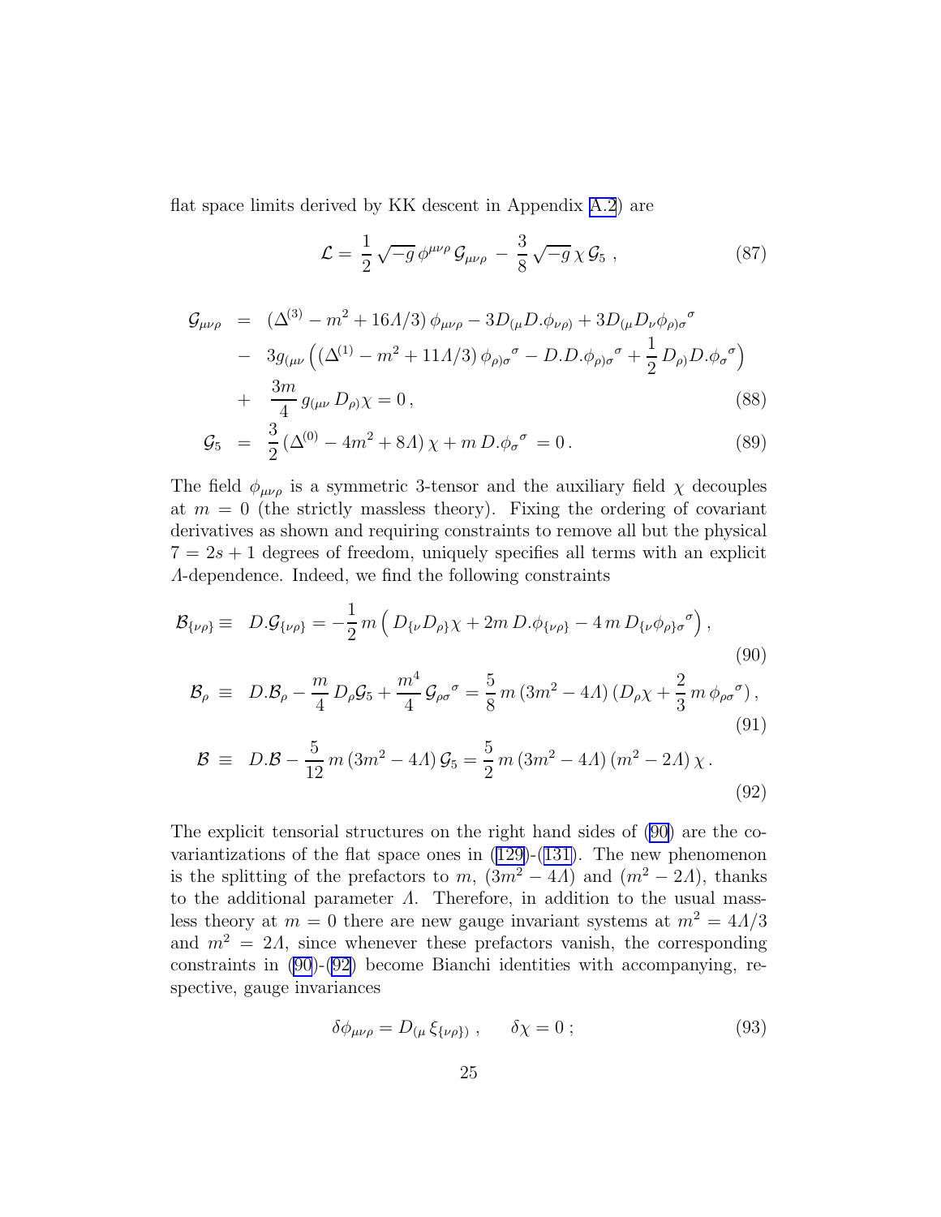flat space limits derived by KK descent in Appendix A.2) are

$$\mathcal{L} = \frac{1}{2}\sqrt{-g}\,\phi^{\mu\nu\rho}\,\mathcal{G}_{\mu\nu\rho} - \frac{3}{8}\sqrt{-g}\,\chi\,\mathcal{G}_5 \,, \tag{87}$$

$$\begin{aligned}
\mathcal{G}_{\mu\nu\rho} &= (\Delta^{(3)} - m^2 + 16\Lambda/3)\,\phi_{\mu\nu\rho} - 3D_{(\mu}D.\phi_{\nu\rho)} + 3D_{(\mu}D_\nu\phi_{\rho)\sigma}{}^\sigma \\
&- 3g_{(\mu\nu}\Big((\Delta^{(1)} - m^2 + 11\Lambda/3)\,\phi_{\rho)\sigma}{}^\sigma - D.D.\phi_{\rho)\sigma}{}^\sigma + \frac{1}{2}\,D_{\rho)}D.\phi_\sigma{}^\sigma\Big) \\
&+ \frac{3m}{4}\,g_{(\mu\nu}\,D_{\rho)}\chi = 0\,,
\end{aligned} \tag{88}$$

$$\mathcal{G}_5 = \frac{3}{2}\,(\Delta^{(0)} - 4m^2 + 8\Lambda)\,\chi + m\,D.\phi_\sigma{}^\sigma = 0\,. \tag{89}$$

The field $\phi_{\mu\nu\rho}$ is a symmetric 3-tensor and the auxiliary field $\chi$ decouples at $m = 0$ (the strictly massless theory). Fixing the ordering of covariant derivatives as shown and requiring constraints to remove all but the physical $7 = 2s + 1$ degrees of freedom, uniquely specifies all terms with an explicit $\Lambda$-dependence. Indeed, we find the following constraints

$$\mathcal{B}_{\{\nu\rho\}} \equiv D.\mathcal{G}_{\{\nu\rho\}} = -\frac{1}{2}\,m\,\Big(D_{\{\nu}D_{\rho\}}\chi + 2m\,D.\phi_{\{\nu\rho\}} - 4\,m\,D_{\{\nu}\phi_{\rho\}\sigma}{}^\sigma\Big)\,, \tag{90}$$

$$\mathcal{B}_\rho \equiv D.\mathcal{B}_\rho - \frac{m}{4}\,D_\rho\mathcal{G}_5 + \frac{m^4}{4}\,\mathcal{G}_{\rho\sigma}{}^\sigma = \frac{5}{8}\,m\,(3m^2 - 4\Lambda)\,(D_\rho\chi + \frac{2}{3}\,m\,\phi_{\rho\sigma}{}^\sigma)\,, \tag{91}$$

$$\mathcal{B} \equiv D.\mathcal{B} - \frac{5}{12}\,m\,(3m^2 - 4\Lambda)\,\mathcal{G}_5 = \frac{5}{2}\,m\,(3m^2 - 4\Lambda)\,(m^2 - 2\Lambda)\,\chi\,. \tag{92}$$

The explicit tensorial structures on the right hand sides of (90) are the covariantizations of the flat space ones in (129)-(131). The new phenomenon is the splitting of the prefactors to $m$, $(3m^2 - 4\Lambda)$ and $(m^2 - 2\Lambda)$, thanks to the additional parameter $\Lambda$. Therefore, in addition to the usual massless theory at $m = 0$ there are new gauge invariant systems at $m^2 = 4\Lambda/3$ and $m^2 = 2\Lambda$, since whenever these prefactors vanish, the corresponding constraints in (90)-(92) become Bianchi identities with accompanying, respective, gauge invariances

$$\delta\phi_{\mu\nu\rho} = D_{(\mu}\,\xi_{\{\nu\rho\})}\,, \qquad \delta\chi = 0\,; \tag{93}$$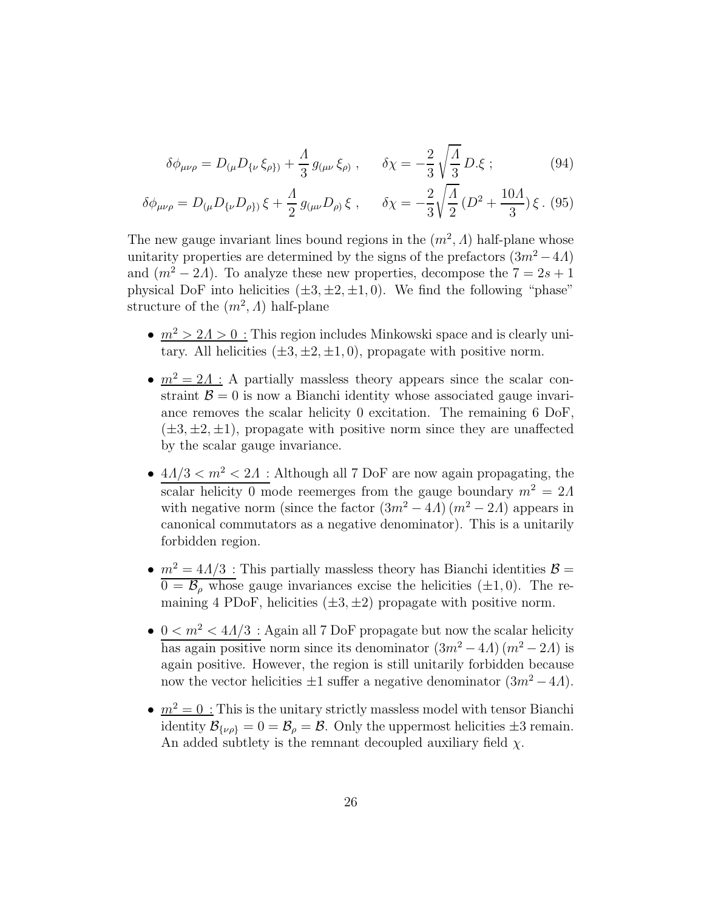$$\delta\phi_{\mu\nu\rho} = D_{(\mu} D_{\{\nu}\, \xi_{\rho\})} + \frac{\Lambda}{3}\, g_{(\mu\nu}\, \xi_{\rho)} \,, \qquad \delta\chi = -\frac{2}{3}\sqrt{\frac{\Lambda}{3}}\, D.\xi \,; \tag{94}$$

$$\delta\phi_{\mu\nu\rho} = D_{(\mu} D_{\{\nu} D_{\rho\})}\, \xi + \frac{\Lambda}{2}\, g_{(\mu\nu} D_{\rho)}\, \xi \,, \qquad \delta\chi = -\frac{2}{3}\sqrt{\frac{\Lambda}{2}}\, (D^2 + \frac{10\Lambda}{3})\, \xi \,. \tag{95}$$

The new gauge invariant lines bound regions in the $(m^2, \Lambda)$ half-plane whose unitarity properties are determined by the signs of the prefactors $(3m^2 - 4\Lambda)$ and $(m^2 - 2\Lambda)$. To analyze these new properties, decompose the $7 = 2s + 1$ physical DoF into helicities $(\pm 3, \pm 2, \pm 1, 0)$. We find the following "phase" structure of the $(m^2, \Lambda)$ half-plane

- $\underline{m^2 > 2\Lambda > 0}$ : This region includes Minkowski space and is clearly unitary. All helicities $(\pm 3, \pm 2, \pm 1, 0)$, propagate with positive norm.
- $\underline{m^2 = 2\Lambda}$ : A partially massless theory appears since the scalar constraint $\mathcal{B} = 0$ is now a Bianchi identity whose associated gauge invariance removes the scalar helicity 0 excitation. The remaining 6 DoF, $(\pm 3, \pm 2, \pm 1)$, propagate with positive norm since they are unaffected by the scalar gauge invariance.
- $\underline{4\Lambda/3 < m^2 < 2\Lambda}$ : Although all 7 DoF are now again propagating, the scalar helicity 0 mode reemerges from the gauge boundary $m^2 = 2\Lambda$ with negative norm (since the factor $(3m^2 - 4\Lambda)\,(m^2 - 2\Lambda)$ appears in canonical commutators as a negative denominator). This is a unitarily forbidden region.
- $\underline{m^2 = 4\Lambda/3}$ : This partially massless theory has Bianchi identities $\mathcal{B} = 0 = \mathcal{B}_\rho$ whose gauge invariances excise the helicities $(\pm 1, 0)$. The remaining 4 PDoF, helicities $(\pm 3, \pm 2)$ propagate with positive norm.
- $\underline{0 < m^2 < 4\Lambda/3}$ : Again all 7 DoF propagate but now the scalar helicity has again positive norm since its denominator $(3m^2 - 4\Lambda)\,(m^2 - 2\Lambda)$ is again positive. However, the region is still unitarily forbidden because now the vector helicities $\pm 1$ suffer a negative denominator $(3m^2 - 4\Lambda)$.
- $\underline{m^2 = 0}$ : This is the unitary strictly massless model with tensor Bianchi identity $\mathcal{B}_{\{\nu\rho\}} = 0 = \mathcal{B}_\rho = \mathcal{B}$. Only the uppermost helicities $\pm 3$ remain. An added subtlety is the remnant decoupled auxiliary field $\chi$.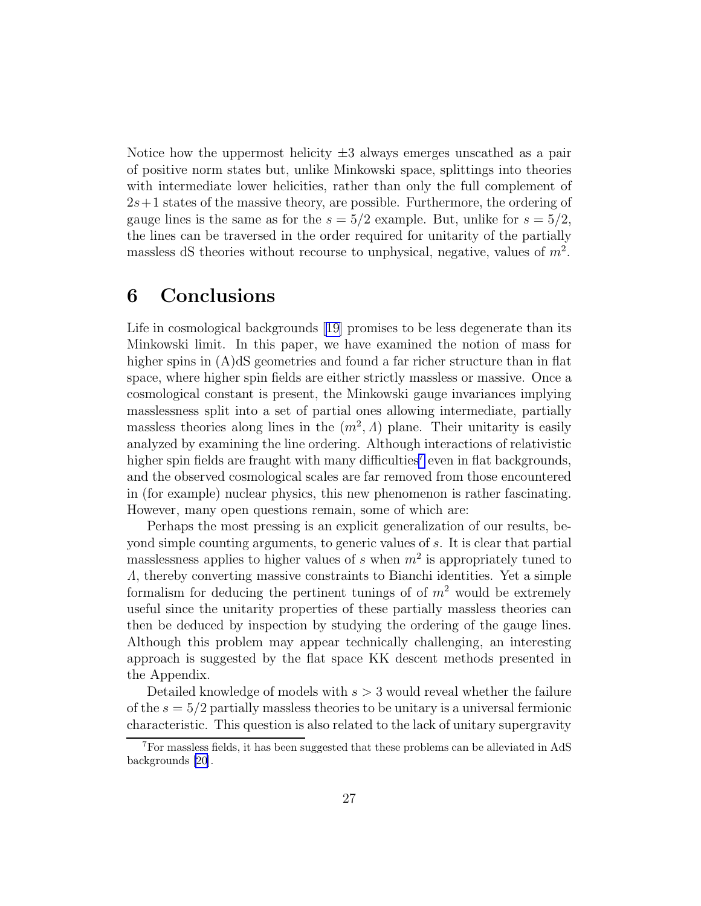Notice how the uppermost helicity $\pm 3$ always emerges unscathed as a pair of positive norm states but, unlike Minkowski space, splittings into theories with intermediate lower helicities, rather than only the full complement of $2s+1$ states of the massive theory, are possible. Furthermore, the ordering of gauge lines is the same as for the $s = 5/2$ example. But, unlike for $s = 5/2$, the lines can be traversed in the order required for unitarity of the partially massless dS theories without recourse to unphysical, negative, values of $m^2$.

# 6 Conclusions

Life in cosmological backgrounds [19] promises to be less degenerate than its Minkowski limit. In this paper, we have examined the notion of mass for higher spins in (A)dS geometries and found a far richer structure than in flat space, where higher spin fields are either strictly massless or massive. Once a cosmological constant is present, the Minkowski gauge invariances implying masslessness split into a set of partial ones allowing intermediate, partially massless theories along lines in the $(m^2, \Lambda)$ plane. Their unitarity is easily analyzed by examining the line ordering. Although interactions of relativistic higher spin fields are fraught with many difficulties[7] even in flat backgrounds, and the observed cosmological scales are far removed from those encountered in (for example) nuclear physics, this new phenomenon is rather fascinating. However, many open questions remain, some of which are:

Perhaps the most pressing is an explicit generalization of our results, beyond simple counting arguments, to generic values of $s$. It is clear that partial masslessness applies to higher values of $s$ when $m^2$ is appropriately tuned to $\Lambda$, thereby converting massive constraints to Bianchi identities. Yet a simple formalism for deducing the pertinent tunings of of $m^2$ would be extremely useful since the unitarity properties of these partially massless theories can then be deduced by inspection by studying the ordering of the gauge lines. Although this problem may appear technically challenging, an interesting approach is suggested by the flat space KK descent methods presented in the Appendix.

Detailed knowledge of models with $s > 3$ would reveal whether the failure of the $s = 5/2$ partially massless theories to be unitary is a universal fermionic characteristic. This question is also related to the lack of unitary supergravity

[7] For massless fields, it has been suggested that these problems can be alleviated in AdS backgrounds [20].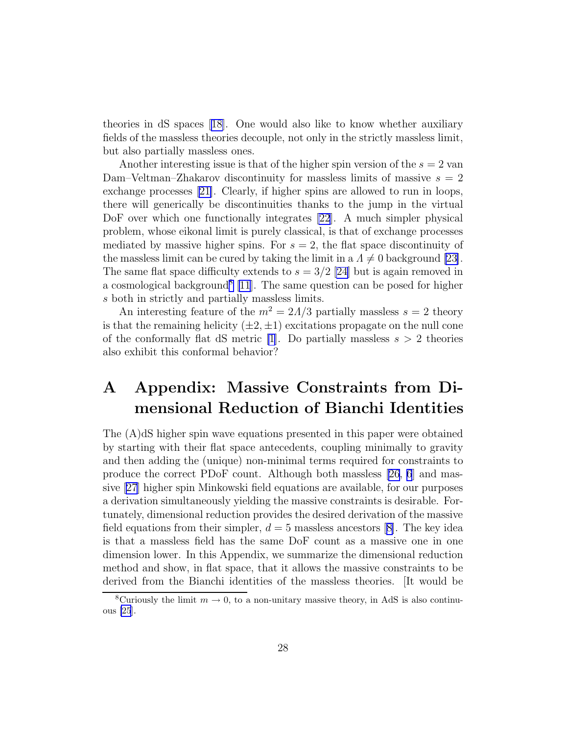theories in dS spaces [18]. One would also like to know whether auxiliary fields of the massless theories decouple, not only in the strictly massless limit, but also partially massless ones.

Another interesting issue is that of the higher spin version of the $s = 2$ van Dam–Veltman–Zhakarov discontinuity for massless limits of massive $s = 2$ exchange processes [21]. Clearly, if higher spins are allowed to run in loops, there will generically be discontinuities thanks to the jump in the virtual DoF over which one functionally integrates [22]. A much simpler physical problem, whose eikonal limit is purely classical, is that of exchange processes mediated by massive higher spins. For $s = 2$, the flat space discontinuity of the massless limit can be cured by taking the limit in a $\Lambda \neq 0$ background [23]. The same flat space difficulty extends to $s = 3/2$ [24] but is again removed in a cosmological background[8] [11]. The same question can be posed for higher $s$ both in strictly and partially massless limits.

An interesting feature of the $m^2 = 2\Lambda/3$ partially massless $s = 2$ theory is that the remaining helicity $(\pm 2, \pm 1)$ excitations propagate on the null cone of the conformally flat dS metric [1]. Do partially massless $s > 2$ theories also exhibit this conformal behavior?

# A Appendix: Massive Constraints from Dimensional Reduction of Bianchi Identities

The (A)dS higher spin wave equations presented in this paper were obtained by starting with their flat space antecedents, coupling minimally to gravity and then adding the (unique) non-minimal terms required for constraints to produce the correct PDoF count. Although both massless [26, 6] and massive [27] higher spin Minkowski field equations are available, for our purposes a derivation simultaneously yielding the massive constraints is desirable. Fortunately, dimensional reduction provides the desired derivation of the massive field equations from their simpler, $d = 5$ massless ancestors [8]. The key idea is that a massless field has the same DoF count as a massive one in one dimension lower. In this Appendix, we summarize the dimensional reduction method and show, in flat space, that it allows the massive constraints to be derived from the Bianchi identities of the massless theories. [It would be

[8] Curiously the limit $m \to 0$, to a non-unitary massive theory, in AdS is also continuous [25].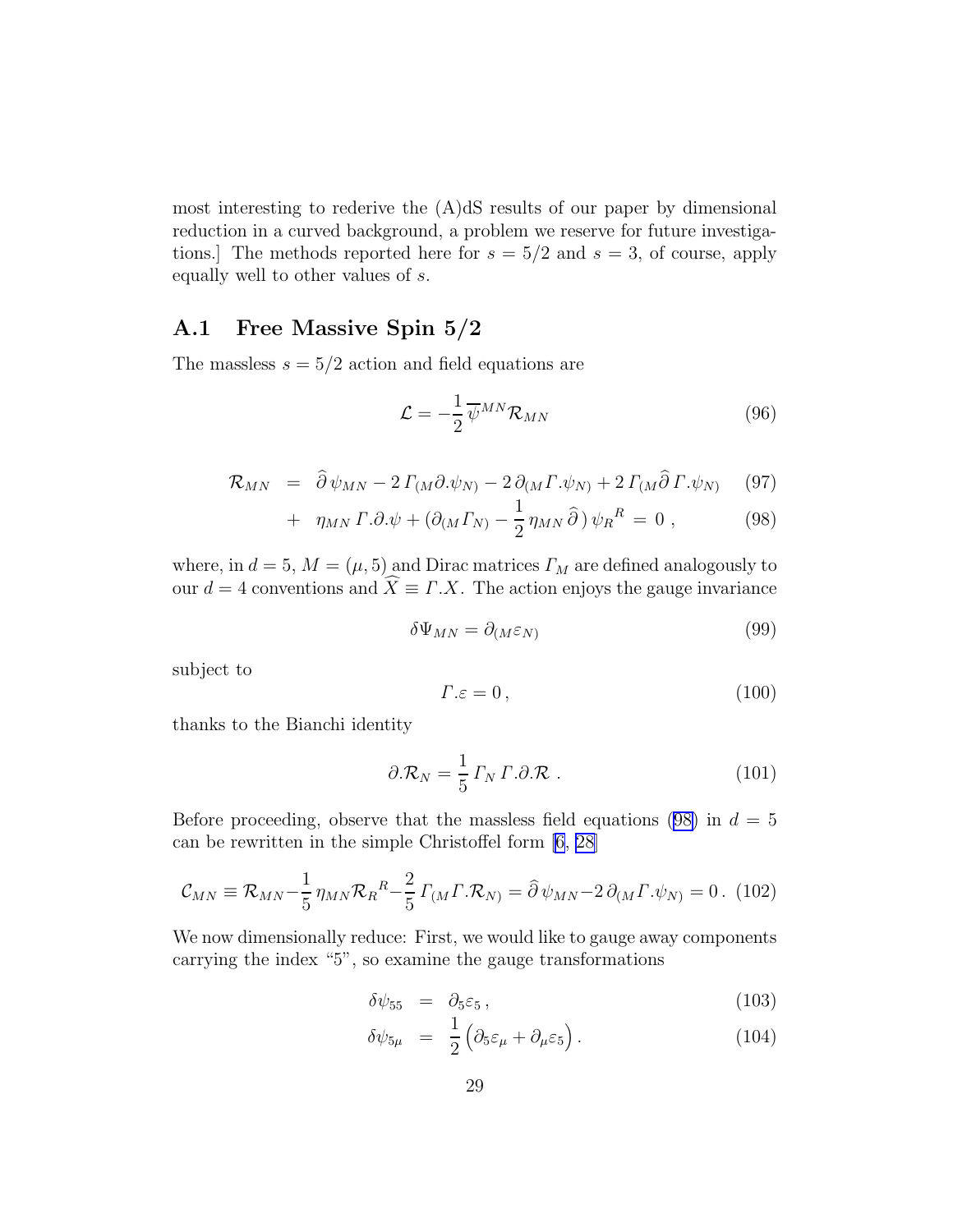most interesting to rederive the (A)dS results of our paper by dimensional reduction in a curved background, a problem we reserve for future investigations.] The methods reported here for $s = 5/2$ and $s = 3$, of course, apply equally well to other values of $s$.

## A.1 Free Massive Spin 5/2

The massless $s = 5/2$ action and field equations are

$$\mathcal{L} = -\frac{1}{2}\,\overline{\psi}^{MN}\mathcal{R}_{MN} \tag{96}$$

$$\begin{aligned}
\mathcal{R}_{MN} &= \widehat{\partial}\,\psi_{MN} - 2\,\Gamma_{(M}\partial.\psi_{N)} - 2\,\partial_{(M}\Gamma.\psi_{N)} + 2\,\Gamma_{(M}\widehat{\partial}\,\Gamma.\psi_{N)} && (97)\\
&+ \eta_{MN}\,\Gamma.\partial.\psi + (\partial_{(M}\Gamma_{N)} - \frac{1}{2}\,\eta_{MN}\,\widehat{\partial}\,)\,\psi_R{}^R = 0\,, && (98)
\end{aligned}$$

where, in $d = 5$, $M = (\mu, 5)$ and Dirac matrices $\Gamma_M$ are defined analogously to our $d = 4$ conventions and $\widehat{X} \equiv \Gamma.X$. The action enjoys the gauge invariance

$$\delta\Psi_{MN} = \partial_{(M}\varepsilon_{N)} \tag{99}$$

subject to

$$\Gamma.\varepsilon = 0\,, \tag{100}$$

thanks to the Bianchi identity

$$\partial.\mathcal{R}_N = \frac{1}{5}\,\Gamma_N\,\Gamma.\partial.\mathcal{R}\ . \tag{101}$$

Before proceeding, observe that the massless field equations (98) in $d = 5$ can be rewritten in the simple Christoffel form [6, 28]

$$\mathcal{C}_{MN} \equiv \mathcal{R}_{MN} - \frac{1}{5}\,\eta_{MN}\mathcal{R}_R{}^R - \frac{2}{5}\,\Gamma_{(M}\Gamma.\mathcal{R}_{N)} = \widehat{\partial}\,\psi_{MN} - 2\,\partial_{(M}\Gamma.\psi_{N)} = 0\,. \tag{102}$$

We now dimensionally reduce: First, we would like to gauge away components carrying the index "5", so examine the gauge transformations

$$\begin{aligned}
\delta\psi_{55} &= \partial_5\varepsilon_5\,, && (103)\\
\delta\psi_{5\mu} &= \frac{1}{2}\Big(\partial_5\varepsilon_\mu + \partial_\mu\varepsilon_5\Big)\,. && (104)
\end{aligned}$$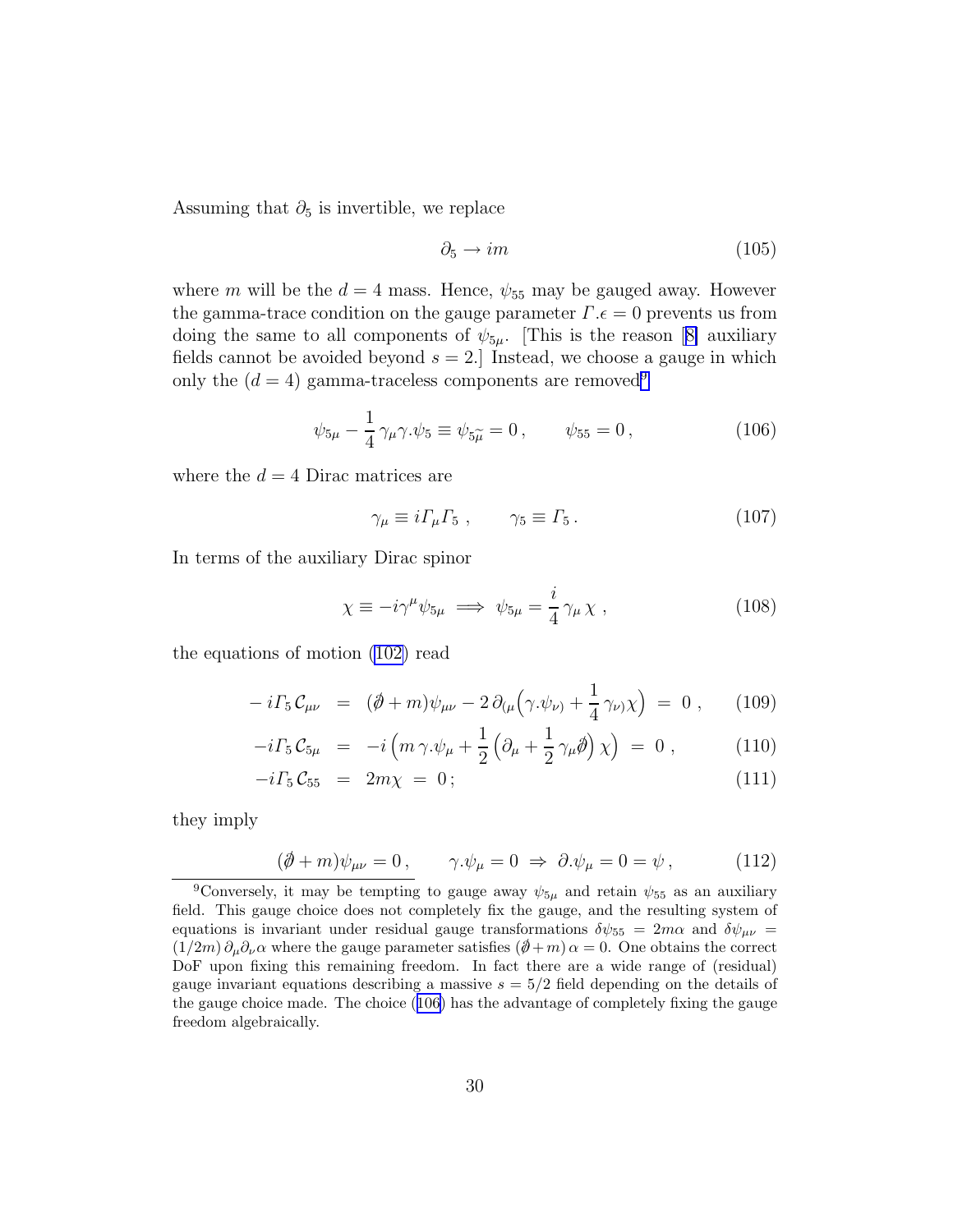Assuming that $\partial_5$ is invertible, we replace

$$\partial_5 \to im \tag{105}$$

where $m$ will be the $d = 4$ mass. Hence, $\psi_{55}$ may be gauged away. However the gamma-trace condition on the gauge parameter $\Gamma.\epsilon = 0$ prevents us from doing the same to all components of $\psi_{5\mu}$. [This is the reason [8] auxiliary fields cannot be avoided beyond $s = 2$.] Instead, we choose a gauge in which only the ($d = 4$) gamma-traceless components are removed[9]

$$\psi_{5\mu} - \frac{1}{4}\gamma_\mu \gamma.\psi_5 \equiv \psi_{5\widetilde{\mu}} = 0\,, \qquad \psi_{55} = 0\,, \tag{106}$$

where the $d = 4$ Dirac matrices are

$$\gamma_\mu \equiv i\Gamma_\mu \Gamma_5\,, \qquad \gamma_5 \equiv \Gamma_5\,. \tag{107}$$

In terms of the auxiliary Dirac spinor

$$\chi \equiv -i\gamma^\mu \psi_{5\mu} \implies \psi_{5\mu} = \frac{i}{4}\gamma_\mu \chi\,, \tag{108}$$

the equations of motion (102) read

$$-i\Gamma_5\,\mathcal{C}_{\mu\nu} = (\partial\!\!\!/ + m)\psi_{\mu\nu} - 2\,\partial_{(\mu}\Big(\gamma.\psi_{\nu)} + \frac{1}{4}\gamma_{\nu)}\chi\Big) = 0\,, \tag{109}$$

$$-i\Gamma_5\,\mathcal{C}_{5\mu} = -i\Big(m\,\gamma.\psi_\mu + \frac{1}{2}\Big(\partial_\mu + \frac{1}{2}\gamma_\mu \partial\!\!\!/\Big)\chi\Big) = 0\,, \tag{110}$$

$$-i\Gamma_5\,\mathcal{C}_{55} = 2m\chi = 0\,; \tag{111}$$

they imply

$$(\partial\!\!\!/ + m)\psi_{\mu\nu} = 0\,, \qquad \gamma.\psi_\mu = 0 \Rightarrow \partial.\psi_\mu = 0 = \psi\,, \tag{112}$$

---

[9] Conversely, it may be tempting to gauge away $\psi_{5\mu}$ and retain $\psi_{55}$ as an auxiliary field. This gauge choice does not completely fix the gauge, and the resulting system of equations is invariant under residual gauge transformations $\delta\psi_{55} = 2m\alpha$ and $\delta\psi_{\mu\nu} = (1/2m)\,\partial_\mu\partial_\nu\alpha$ where the gauge parameter satisfies $(\partial\!\!\!/ + m)\,\alpha = 0$. One obtains the correct DoF upon fixing this remaining freedom. In fact there are a wide range of (residual) gauge invariant equations describing a massive $s = 5/2$ field depending on the details of the gauge choice made. The choice (106) has the advantage of completely fixing the gauge freedom algebraically.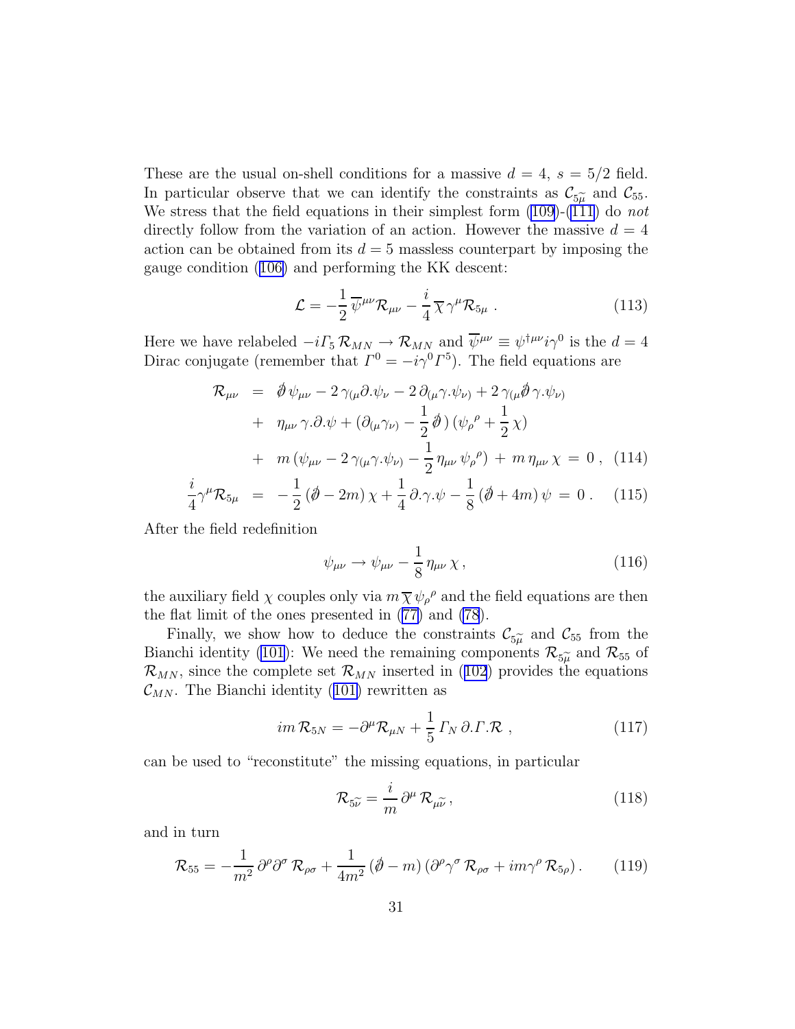These are the usual on-shell conditions for a massive $d = 4$, $s = 5/2$ field. In particular observe that we can identify the constraints as $\mathcal{C}_{5\widetilde{\mu}}$ and $\mathcal{C}_{55}$. We stress that the field equations in their simplest form (109)-(111) do *not* directly follow from the variation of an action. However the massive $d = 4$ action can be obtained from its $d = 5$ massless counterpart by imposing the gauge condition (106) and performing the KK descent:

$$\mathcal{L} = -\frac{1}{2}\,\overline{\psi}^{\mu\nu}\mathcal{R}_{\mu\nu} - \frac{i}{4}\,\overline{\chi}\,\gamma^{\mu}\mathcal{R}_{5\mu}\ . \tag{113}$$

Here we have relabeled $-i\Gamma_5\,\mathcal{R}_{MN} \to \mathcal{R}_{MN}$ and $\overline{\psi}^{\mu\nu} \equiv \psi^{\dagger\mu\nu} i\gamma^0$ is the $d = 4$ Dirac conjugate (remember that $\Gamma^0 = -i\gamma^0\Gamma^5$). The field equations are

$$\begin{aligned}
\mathcal{R}_{\mu\nu} \;&=\; \not{\partial}\,\psi_{\mu\nu} - 2\,\gamma_{(\mu}\partial.\psi_{\nu)} - 2\,\partial_{(\mu}\gamma.\psi_{\nu)} + 2\,\gamma_{(\mu}\not{\partial}\,\gamma.\psi_{\nu)} \\
&+\; \eta_{\mu\nu}\,\gamma.\partial.\psi + (\partial_{(\mu}\gamma_{\nu)} - \frac{1}{2}\not{\partial}\,)\,(\psi_{\rho}{}^{\rho} + \frac{1}{2}\,\chi) \\
&+\; m\,(\psi_{\mu\nu} - 2\,\gamma_{(\mu}\gamma.\psi_{\nu)} - \frac{1}{2}\,\eta_{\mu\nu}\,\psi_{\rho}{}^{\rho}) \,+\, m\,\eta_{\mu\nu}\,\chi \,=\, 0\ , \qquad (114) \\
\frac{i}{4}\gamma^{\mu}\mathcal{R}_{5\mu} \;&=\; -\frac{1}{2}\,(\not{\partial} - 2m)\,\chi + \frac{1}{4}\,\partial.\gamma.\psi - \frac{1}{8}\,(\not{\partial} + 4m)\,\psi \,=\, 0\ . \qquad (115)
\end{aligned}$$

After the field redefinition

$$\psi_{\mu\nu} \to \psi_{\mu\nu} - \frac{1}{8}\,\eta_{\mu\nu}\,\chi\,, \tag{116}$$

the auxiliary field $\chi$ couples only via $m\,\overline{\chi}\,\psi_{\rho}{}^{\rho}$ and the field equations are then the flat limit of the ones presented in (77) and (78).

Finally, we show how to deduce the constraints $\mathcal{C}_{5\widetilde{\mu}}$ and $\mathcal{C}_{55}$ from the Bianchi identity (101): We need the remaining components $\mathcal{R}_{5\widetilde{\mu}}$ and $\mathcal{R}_{55}$ of $\mathcal{R}_{MN}$, since the complete set $\mathcal{R}_{MN}$ inserted in (102) provides the equations $\mathcal{C}_{MN}$. The Bianchi identity (101) rewritten as

$$im\,\mathcal{R}_{5N} = -\partial^{\mu}\mathcal{R}_{\mu N} + \frac{1}{5}\,\Gamma_N\,\partial.\Gamma.\mathcal{R}\ , \tag{117}$$

can be used to "reconstitute" the missing equations, in particular

$$\mathcal{R}_{5\widetilde{\nu}} = \frac{i}{m}\,\partial^{\mu}\,\mathcal{R}_{\mu\widetilde{\nu}}\,, \tag{118}$$

and in turn

$$\mathcal{R}_{55} = -\frac{1}{m^2}\,\partial^{\rho}\partial^{\sigma}\,\mathcal{R}_{\rho\sigma} + \frac{1}{4m^2}\,(\not{\partial} - m)\,(\partial^{\rho}\gamma^{\sigma}\,\mathcal{R}_{\rho\sigma} + im\gamma^{\rho}\,\mathcal{R}_{5\rho})\,. \tag{119}$$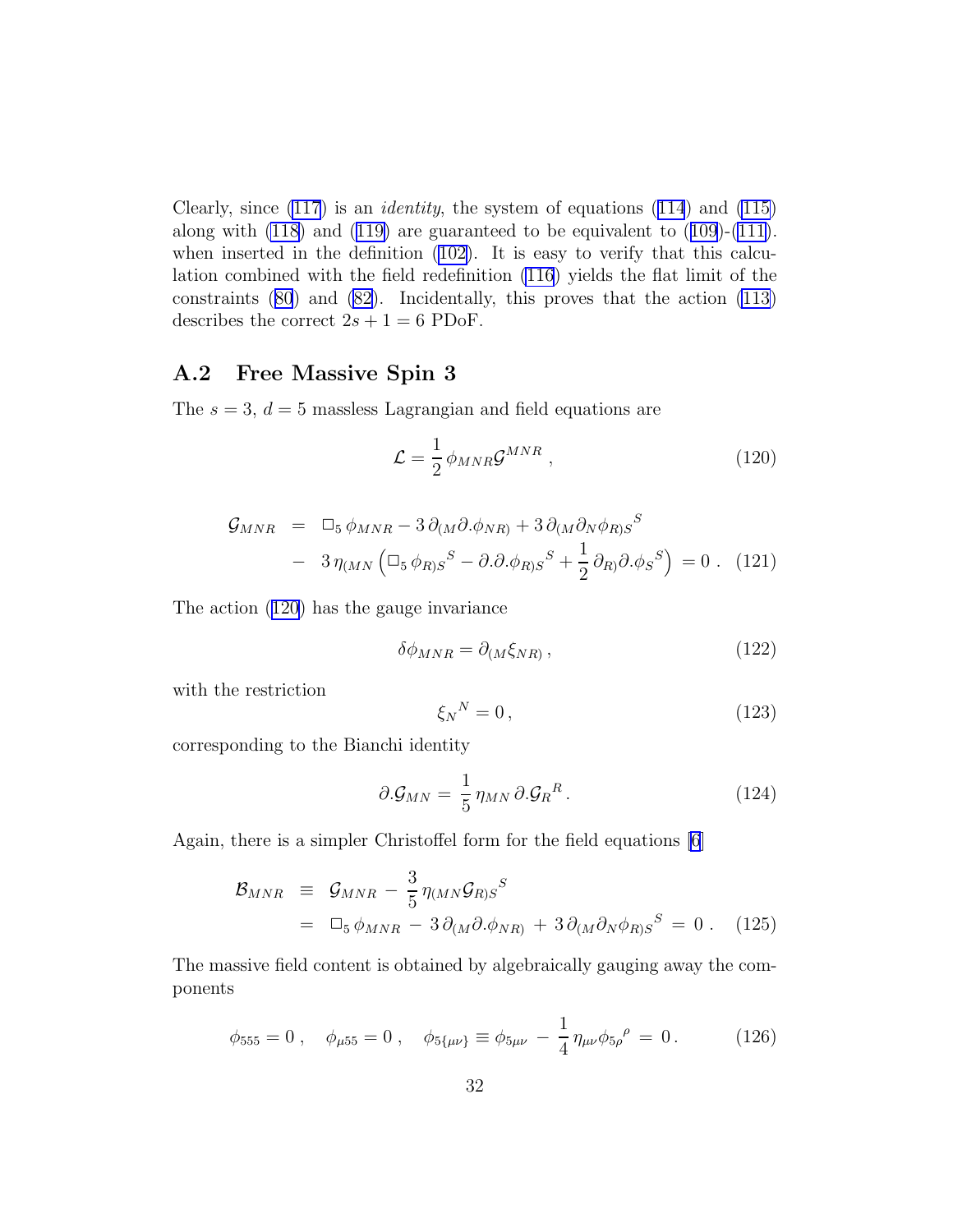Clearly, since (117) is an *identity*, the system of equations (114) and (115) along with (118) and (119) are guaranteed to be equivalent to (109)-(111). when inserted in the definition (102). It is easy to verify that this calculation combined with the field redefinition (116) yields the flat limit of the constraints (80) and (82). Incidentally, this proves that the action (113) describes the correct $2s + 1 = 6$ PDoF.

## A.2 Free Massive Spin 3

The $s = 3$, $d = 5$ massless Lagrangian and field equations are

$$\mathcal{L} = \frac{1}{2}\,\phi_{MNR}\mathcal{G}^{MNR}\,, \tag{120}$$

$$\begin{aligned}
\mathcal{G}_{MNR} &= \Box_5\,\phi_{MNR} - 3\,\partial_{(M}\partial.\phi_{NR)} + 3\,\partial_{(M}\partial_N\phi_{R)S}{}^S \\
&- 3\,\eta_{(MN}\left(\Box_5\,\phi_{R)S}{}^S - \partial.\partial.\phi_{R)S}{}^S + \frac{1}{2}\,\partial_{R)}\partial.\phi_S{}^S\right) = 0\,.
\end{aligned} \tag{121}$$

The action (120) has the gauge invariance

$$\delta\phi_{MNR} = \partial_{(M}\xi_{NR)}\,, \tag{122}$$

with the restriction

$$\xi_N{}^N = 0\,, \tag{123}$$

corresponding to the Bianchi identity

$$\partial.\mathcal{G}_{MN} = \frac{1}{5}\,\eta_{MN}\,\partial.\mathcal{G}_R{}^R\,. \tag{124}$$

Again, there is a simpler Christoffel form for the field equations [6]

$$\begin{aligned}
\mathcal{B}_{MNR} &\equiv \mathcal{G}_{MNR} - \frac{3}{5}\,\eta_{(MN}\mathcal{G}_{R)S}{}^S \\
&= \Box_5\,\phi_{MNR} - 3\,\partial_{(M}\partial.\phi_{NR)} + 3\,\partial_{(M}\partial_N\phi_{R)S}{}^S = 0\,.
\end{aligned} \tag{125}$$

The massive field content is obtained by algebraically gauging away the components

$$\phi_{555} = 0\,, \quad \phi_{\mu 55} = 0\,, \quad \phi_{5\{\mu\nu\}} \equiv \phi_{5\mu\nu} - \frac{1}{4}\,\eta_{\mu\nu}\phi_{5\rho}{}^\rho = 0\,. \tag{126}$$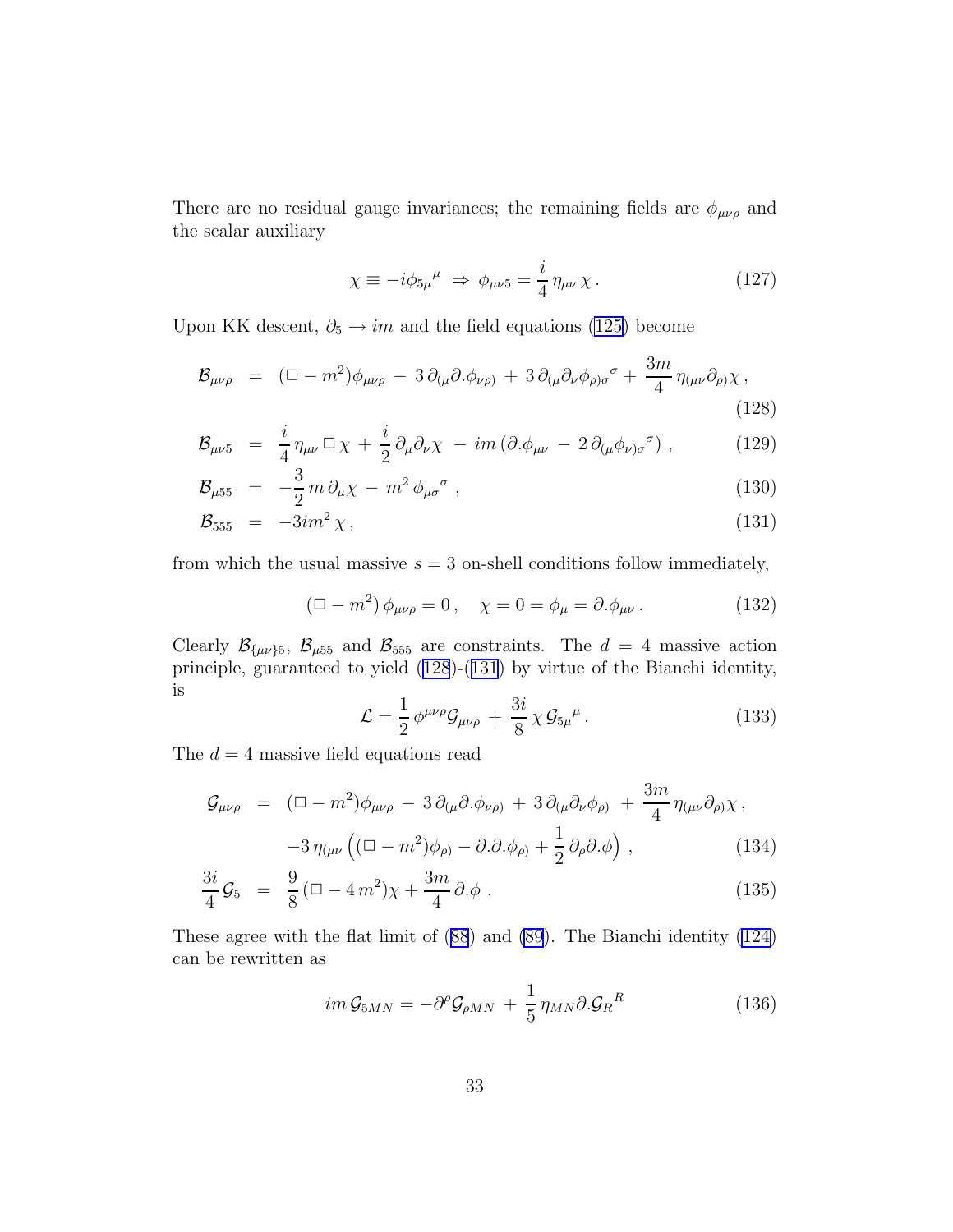There are no residual gauge invariances; the remaining fields are $\phi_{\mu\nu\rho}$ and the scalar auxiliary

$$\chi \equiv -i\phi_{5\mu}{}^{\mu} \;\Rightarrow\; \phi_{\mu\nu 5} = \frac{i}{4}\,\eta_{\mu\nu}\,\chi\,. \tag{127}$$

Upon KK descent, $\partial_5 \to im$ and the field equations (125) become

$$\begin{aligned}
\mathcal{B}_{\mu\nu\rho} &= (\Box - m^2)\phi_{\mu\nu\rho} \,-\, 3\,\partial_{(\mu}\partial.\phi_{\nu\rho)} \,+\, 3\,\partial_{(\mu}\partial_{\nu}\phi_{\rho)\sigma}{}^{\sigma} + \frac{3m}{4}\,\eta_{(\mu\nu}\partial_{\rho)}\chi\,, \qquad (128)\\
\mathcal{B}_{\mu\nu 5} &= \frac{i}{4}\,\eta_{\mu\nu}\,\Box\,\chi + \frac{i}{2}\,\partial_{\mu}\partial_{\nu}\chi \,-\, im\,(\partial.\phi_{\mu\nu} \,-\, 2\,\partial_{(\mu}\phi_{\nu)\sigma}{}^{\sigma})\,, \qquad (129)\\
\mathcal{B}_{\mu 55} &= -\frac{3}{2}\,m\,\partial_{\mu}\chi \,-\, m^2\,\phi_{\mu\sigma}{}^{\sigma}\,, \qquad (130)\\
\mathcal{B}_{555} &= -3im^2\,\chi\,, \qquad (131)
\end{aligned}$$

from which the usual massive $s = 3$ on-shell conditions follow immediately,

$$(\Box - m^2)\,\phi_{\mu\nu\rho} = 0\,, \quad \chi = 0 = \phi_{\mu} = \partial.\phi_{\mu\nu}\,. \tag{132}$$

Clearly $\mathcal{B}_{\{\mu\nu\}5}$, $\mathcal{B}_{\mu 55}$ and $\mathcal{B}_{555}$ are constraints. The $d = 4$ massive action principle, guaranteed to yield (128)-(131) by virtue of the Bianchi identity, is

$$\mathcal{L} = \frac{1}{2}\,\phi^{\mu\nu\rho}\mathcal{G}_{\mu\nu\rho} \,+\, \frac{3i}{8}\,\chi\,\mathcal{G}_{5\mu}{}^{\mu}\,. \tag{133}$$

The $d = 4$ massive field equations read

$$\begin{aligned}
\mathcal{G}_{\mu\nu\rho} &= (\Box - m^2)\phi_{\mu\nu\rho} \,-\, 3\,\partial_{(\mu}\partial.\phi_{\nu\rho)} \,+\, 3\,\partial_{(\mu}\partial_{\nu}\phi_{\rho)} \,+\, \frac{3m}{4}\,\eta_{(\mu\nu}\partial_{\rho)}\chi\,,\\
&\quad -3\,\eta_{(\mu\nu}\left((\Box - m^2)\phi_{\rho)} - \partial.\partial.\phi_{\rho)} + \frac{1}{2}\,\partial_{\rho}\partial.\phi\right)\,, \qquad (134)\\
\frac{3i}{4}\,\mathcal{G}_5 &= \frac{9}{8}\,(\Box - 4\,m^2)\chi + \frac{3m}{4}\,\partial.\phi\,. \qquad (135)
\end{aligned}$$

These agree with the flat limit of (88) and (89). The Bianchi identity (124) can be rewritten as

$$im\,\mathcal{G}_{5MN} = -\partial^{\rho}\mathcal{G}_{\rho MN} \,+\, \frac{1}{5}\,\eta_{MN}\partial.\mathcal{G}_{R}{}^{R} \tag{136}$$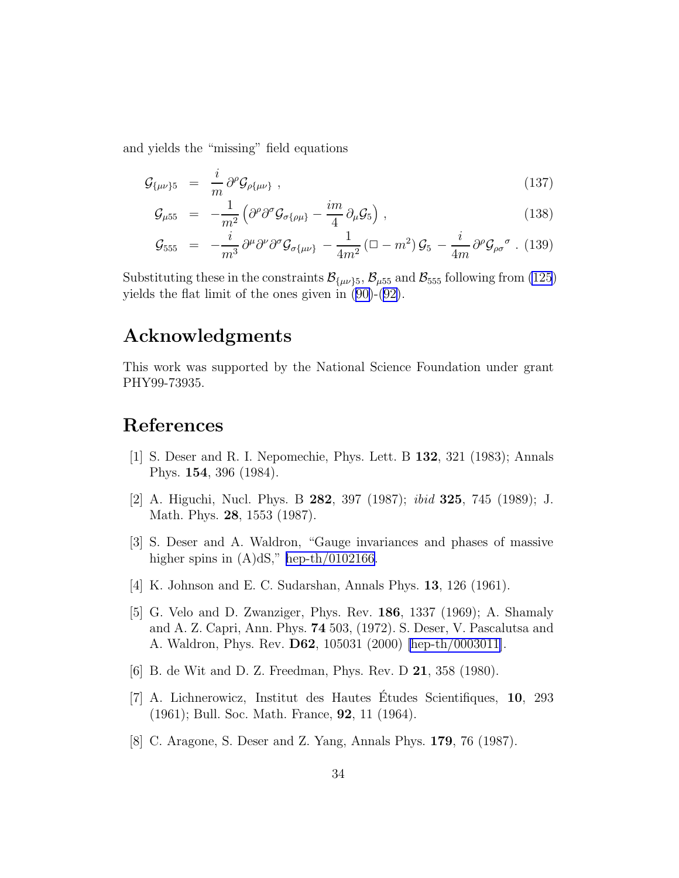and yields the "missing" field equations

$$
\begin{aligned}
\mathcal{G}_{\{\mu\nu\}5} &= \frac{i}{m}\,\partial^\rho \mathcal{G}_{\rho\{\mu\nu\}}\;, &(137)\\
\mathcal{G}_{\mu 55} &= -\frac{1}{m^2}\left(\partial^\rho\partial^\sigma \mathcal{G}_{\sigma\{\rho\mu\}} - \frac{im}{4}\,\partial_\mu \mathcal{G}_5\right)\,, &(138)\\
\mathcal{G}_{555} &= -\frac{i}{m^3}\,\partial^\mu\partial^\nu\partial^\sigma \mathcal{G}_{\sigma\{\mu\nu\}} - \frac{1}{4m^2}\left(\Box - m^2\right)\mathcal{G}_5 - \frac{i}{4m}\,\partial^\rho \mathcal{G}_{\rho\sigma}{}^{\sigma}\;. &(139)
\end{aligned}
$$

Substituting these in the constraints $\mathcal{B}_{\{\mu\nu\}5}$, $\mathcal{B}_{\mu 55}$ and $\mathcal{B}_{555}$ following from (125) yields the flat limit of the ones given in (90)-(92).

# Acknowledgments

This work was supported by the National Science Foundation under grant PHY99-73935.

# References

[1] S. Deser and R. I. Nepomechie, Phys. Lett. B **132**, 321 (1983); Annals Phys. **154**, 396 (1984).

[2] A. Higuchi, Nucl. Phys. B **282**, 397 (1987); *ibid* **325**, 745 (1989); J. Math. Phys. **28**, 1553 (1987).

[3] S. Deser and A. Waldron, "Gauge invariances and phases of massive higher spins in (A)dS," hep-th/0102166.

[4] K. Johnson and E. C. Sudarshan, Annals Phys. **13**, 126 (1961).

[5] G. Velo and D. Zwanziger, Phys. Rev. **186**, 1337 (1969); A. Shamaly and A. Z. Capri, Ann. Phys. **74** 503, (1972). S. Deser, V. Pascalutsa and A. Waldron, Phys. Rev. **D62**, 105031 (2000) [hep-th/0003011].

[6] B. de Wit and D. Z. Freedman, Phys. Rev. D **21**, 358 (1980).

[7] A. Lichnerowicz, Institut des Hautes Études Scientifiques, **10**, 293 (1961); Bull. Soc. Math. France, **92**, 11 (1964).

[8] C. Aragone, S. Deser and Z. Yang, Annals Phys. **179**, 76 (1987).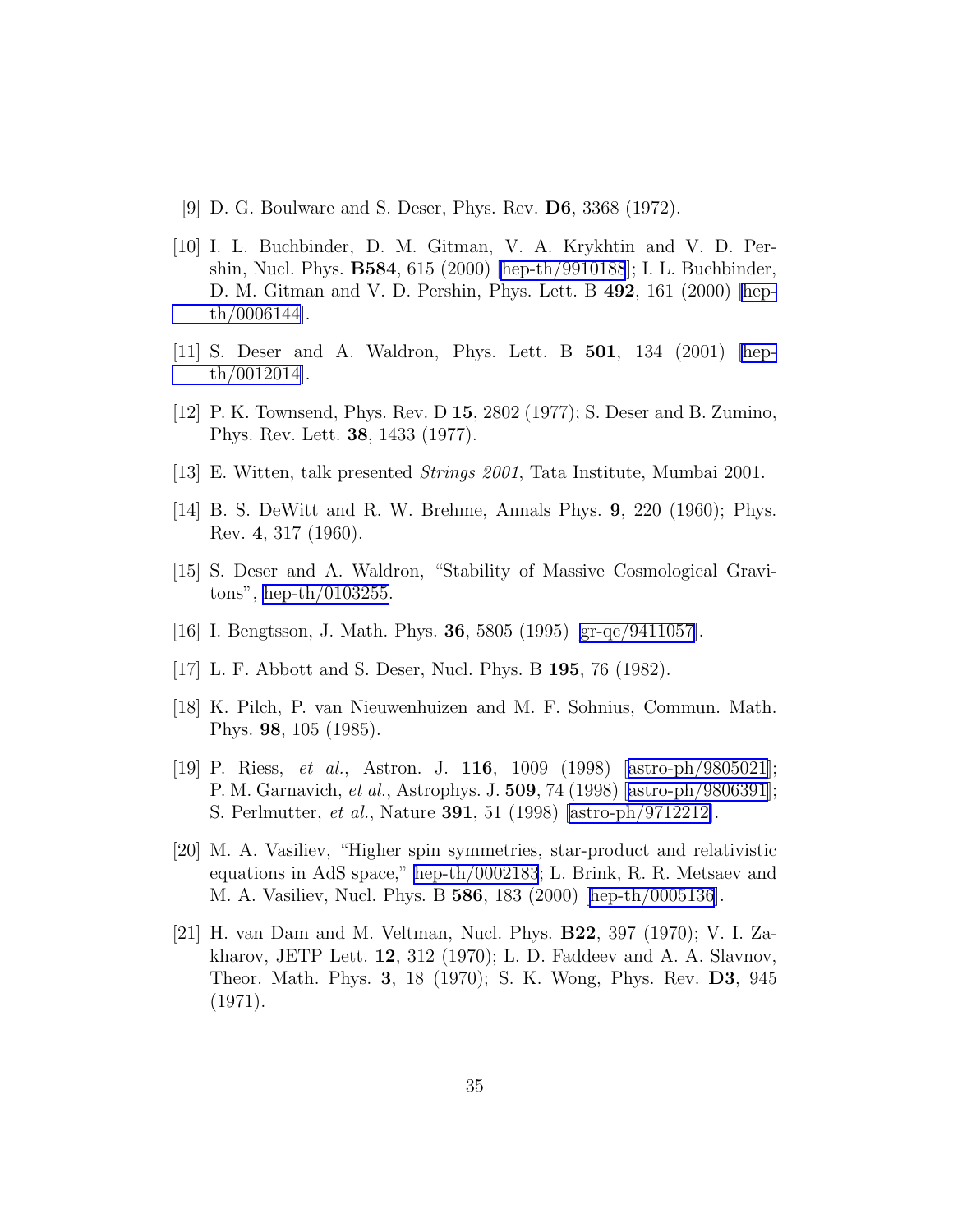[9] D. G. Boulware and S. Deser, Phys. Rev. **D6**, 3368 (1972).

[10] I. L. Buchbinder, D. M. Gitman, V. A. Krykhtin and V. D. Pershin, Nucl. Phys. **B584**, 615 (2000) [hep-th/9910188]; I. L. Buchbinder, D. M. Gitman and V. D. Pershin, Phys. Lett. B **492**, 161 (2000) [hep-th/0006144].

[11] S. Deser and A. Waldron, Phys. Lett. B **501**, 134 (2001) [hep-th/0012014].

[12] P. K. Townsend, Phys. Rev. D **15**, 2802 (1977); S. Deser and B. Zumino, Phys. Rev. Lett. **38**, 1433 (1977).

[13] E. Witten, talk presented *Strings 2001*, Tata Institute, Mumbai 2001.

[14] B. S. DeWitt and R. W. Brehme, Annals Phys. **9**, 220 (1960); Phys. Rev. **4**, 317 (1960).

[15] S. Deser and A. Waldron, "Stability of Massive Cosmological Gravitons", hep-th/0103255.

[16] I. Bengtsson, J. Math. Phys. **36**, 5805 (1995) [gr-qc/9411057].

[17] L. F. Abbott and S. Deser, Nucl. Phys. B **195**, 76 (1982).

[18] K. Pilch, P. van Nieuwenhuizen and M. F. Sohnius, Commun. Math. Phys. **98**, 105 (1985).

[19] P. Riess, *et al.*, Astron. J. **116**, 1009 (1998) [astro-ph/9805021]; P. M. Garnavich, *et al.*, Astrophys. J. **509**, 74 (1998) [astro-ph/9806391]; S. Perlmutter, *et al.*, Nature **391**, 51 (1998) [astro-ph/9712212].

[20] M. A. Vasiliev, "Higher spin symmetries, star-product and relativistic equations in AdS space," hep-th/0002183; L. Brink, R. R. Metsaev and M. A. Vasiliev, Nucl. Phys. B **586**, 183 (2000) [hep-th/0005136].

[21] H. van Dam and M. Veltman, Nucl. Phys. **B22**, 397 (1970); V. I. Zakharov, JETP Lett. **12**, 312 (1970); L. D. Faddeev and A. A. Slavnov, Theor. Math. Phys. **3**, 18 (1970); S. K. Wong, Phys. Rev. **D3**, 945 (1971).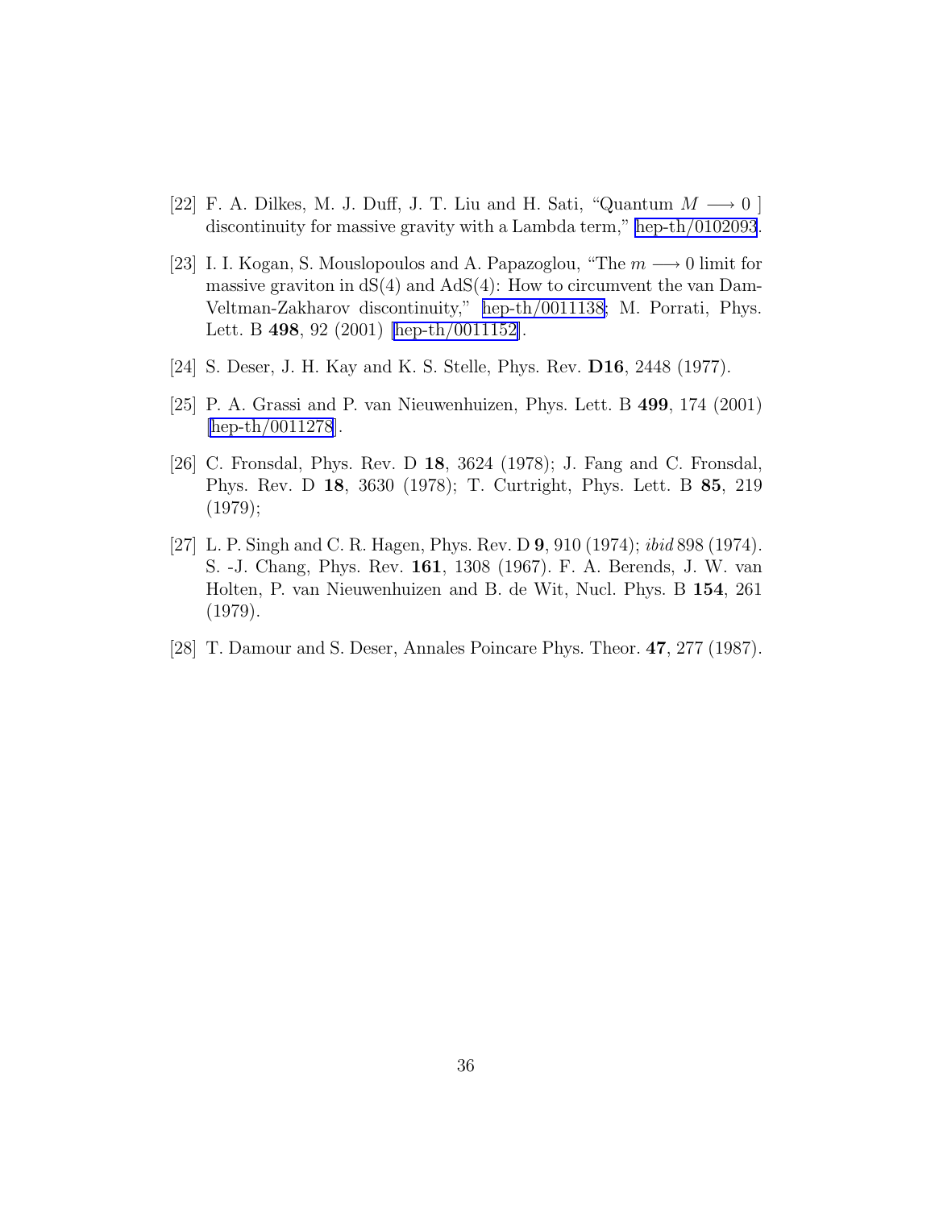[22] F. A. Dilkes, M. J. Duff, J. T. Liu and H. Sati, "Quantum $M \longrightarrow 0$ ] discontinuity for massive gravity with a Lambda term," hep-th/0102093.

[23] I. I. Kogan, S. Mouslopoulos and A. Papazoglou, "The $m \longrightarrow 0$ limit for massive graviton in dS(4) and AdS(4): How to circumvent the van Dam-Veltman-Zakharov discontinuity," hep-th/0011138; M. Porrati, Phys. Lett. B **498**, 92 (2001) [hep-th/0011152].

[24] S. Deser, J. H. Kay and K. S. Stelle, Phys. Rev. **D16**, 2448 (1977).

[25] P. A. Grassi and P. van Nieuwenhuizen, Phys. Lett. B **499**, 174 (2001) [hep-th/0011278].

[26] C. Fronsdal, Phys. Rev. D **18**, 3624 (1978); J. Fang and C. Fronsdal, Phys. Rev. D **18**, 3630 (1978); T. Curtright, Phys. Lett. B **85**, 219 (1979);

[27] L. P. Singh and C. R. Hagen, Phys. Rev. D **9**, 910 (1974); *ibid* 898 (1974). S. -J. Chang, Phys. Rev. **161**, 1308 (1967). F. A. Berends, J. W. van Holten, P. van Nieuwenhuizen and B. de Wit, Nucl. Phys. B **154**, 261 (1979).

[28] T. Damour and S. Deser, Annales Poincare Phys. Theor. **47**, 277 (1987).